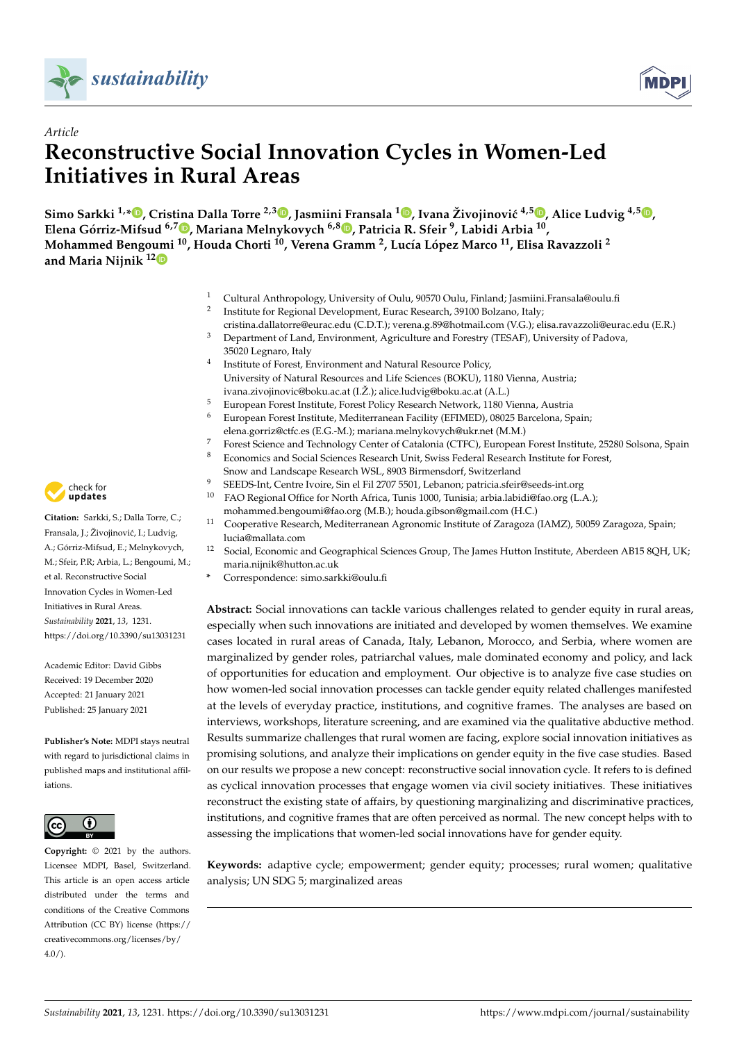*sustainability*

Article

# Reconstructive Social Innovation Cycles in Women-Led Initiatives in Rural Areas

**Simo Sarkki [1,*], Cristina Dalla Torre [2,3], Jasmiini Fransala [1], Ivana Živojinović [4,5], Alice Ludvig [4,5], Elena Górriz-Mifsud [6,7], Mariana Melnykovych [6,8], Patricia R. Sfeir [9], Labidi Arbia [10], Mohammed Bengoumi [10], Houda Chorti [10], Verena Gramm [2], Lucía López Marco [11], Elisa Ravazzoli [2] and Maria Nijnik [12]**

[1] Cultural Anthropology, University of Oulu, 90570 Oulu, Finland; Jasmiini.Fransala@oulu.fi
[2] Institute for Regional Development, Eurac Research, 39100 Bolzano, Italy; cristina.dallatorre@eurac.edu (C.D.T.); verena.g.89@hotmail.com (V.G.); elisa.ravazzoli@eurac.edu (E.R.)
[3] Department of Land, Environment, Agriculture and Forestry (TESAF), University of Padova, 35020 Legnaro, Italy
[4] Institute of Forest, Environment and Natural Resource Policy, University of Natural Resources and Life Sciences (BOKU), 1180 Vienna, Austria; ivana.zivojinovic@boku.ac.at (I.Ž.); alice.ludvig@boku.ac.at (A.L.)
[5] European Forest Institute, Forest Policy Research Network, 1180 Vienna, Austria
[6] European Forest Institute, Mediterranean Facility (EFIMED), 08025 Barcelona, Spain; elena.gorriz@ctfc.es (E.G.-M.); mariana.melnykovych@ukr.net (M.M.)
[7] Forest Science and Technology Center of Catalonia (CTFC), European Forest Institute, 25280 Solsona, Spain
[8] Economics and Social Sciences Research Unit, Swiss Federal Research Institute for Forest, Snow and Landscape Research WSL, 8903 Birmensdorf, Switzerland
[9] SEEDS-Int, Centre Ivoire, Sin el Fil 2707 5501, Lebanon; patricia.sfeir@seeds-int.org
[10] FAO Regional Office for North Africa, Tunis 1000, Tunisia; arbia.labidi@fao.org (L.A.); mohammed.bengoumi@fao.org (M.B.); houda.gibson@gmail.com (H.C.)
[11] Cooperative Research, Mediterranean Agronomic Institute of Zaragoza (IAMZ), 50059 Zaragoza, Spain; lucia@mallata.com
[12] Social, Economic and Geographical Sciences Group, The James Hutton Institute, Aberdeen AB15 8QH, UK; maria.nijnik@hutton.ac.uk
* Correspondence: simo.sarkki@oulu.fi

**Citation:** Sarkki, S.; Dalla Torre, C.; Fransala, J.; Živojinović, I.; Ludvig, A.; Górriz-Mifsud, E.; Melnykovych, M.; Sfeir, P.R; Arbia, L.; Bengoumi, M.; et al. Reconstructive Social Innovation Cycles in Women-Led Initiatives in Rural Areas. *Sustainability* **2021**, *13*, 1231. https://doi.org/10.3390/su13031231

Academic Editor: David Gibbs

Received: 19 December 2020
Accepted: 21 January 2021
Published: 25 January 2021

**Publisher's Note:** MDPI stays neutral with regard to jurisdictional claims in published maps and institutional affiliations.

**Copyright:** © 2021 by the authors. Licensee MDPI, Basel, Switzerland. This article is an open access article distributed under the terms and conditions of the Creative Commons Attribution (CC BY) license (https://creativecommons.org/licenses/by/4.0/).

**Abstract:** Social innovations can tackle various challenges related to gender equity in rural areas, especially when such innovations are initiated and developed by women themselves. We examine cases located in rural areas of Canada, Italy, Lebanon, Morocco, and Serbia, where women are marginalized by gender roles, patriarchal values, male dominated economy and policy, and lack of opportunities for education and employment. Our objective is to analyze five case studies on how women-led social innovation processes can tackle gender equity related challenges manifested at the levels of everyday practice, institutions, and cognitive frames. The analyses are based on interviews, workshops, literature screening, and are examined via the qualitative abductive method. Results summarize challenges that rural women are facing, explore social innovation initiatives as promising solutions, and analyze their implications on gender equity in the five case studies. Based on our results we propose a new concept: reconstructive social innovation cycle. It refers to is defined as cyclical innovation processes that engage women via civil society initiatives. These initiatives reconstruct the existing state of affairs, by questioning marginalizing and discriminative practices, institutions, and cognitive frames that are often perceived as normal. The new concept helps with to assessing the implications that women-led social innovations have for gender equity.

**Keywords:** adaptive cycle; empowerment; gender equity; processes; rural women; qualitative analysis; UN SDG 5; marginalized areas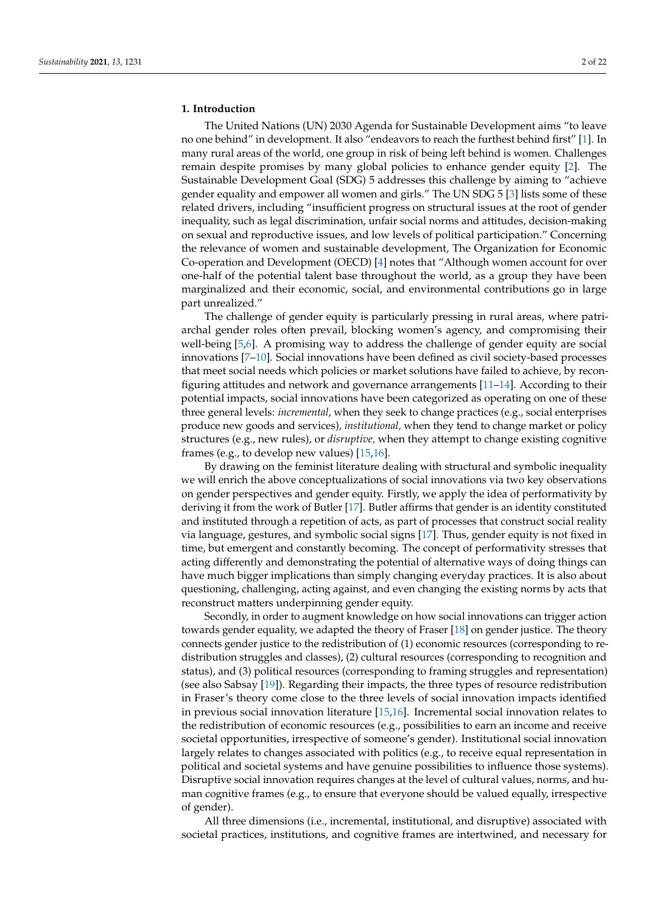## 1. Introduction

The United Nations (UN) 2030 Agenda for Sustainable Development aims "to leave no one behind" in development. It also "endeavors to reach the furthest behind first" [1]. In many rural areas of the world, one group in risk of being left behind is women. Challenges remain despite promises by many global policies to enhance gender equity [2]. The Sustainable Development Goal (SDG) 5 addresses this challenge by aiming to "achieve gender equality and empower all women and girls." The UN SDG 5 [3] lists some of these related drivers, including "insufficient progress on structural issues at the root of gender inequality, such as legal discrimination, unfair social norms and attitudes, decision-making on sexual and reproductive issues, and low levels of political participation." Concerning the relevance of women and sustainable development, The Organization for Economic Co-operation and Development (OECD) [4] notes that "Although women account for over one-half of the potential talent base throughout the world, as a group they have been marginalized and their economic, social, and environmental contributions go in large part unrealized."

The challenge of gender equity is particularly pressing in rural areas, where patriarchal gender roles often prevail, blocking women's agency, and compromising their well-being [5,6]. A promising way to address the challenge of gender equity are social innovations [7–10]. Social innovations have been defined as civil society-based processes that meet social needs which policies or market solutions have failed to achieve, by reconfiguring attitudes and network and governance arrangements [11–14]. According to their potential impacts, social innovations have been categorized as operating on one of these three general levels: *incremental*, when they seek to change practices (e.g., social enterprises produce new goods and services), *institutional,* when they tend to change market or policy structures (e.g., new rules), or *disruptive,* when they attempt to change existing cognitive frames (e.g., to develop new values) [15,16].

By drawing on the feminist literature dealing with structural and symbolic inequality we will enrich the above conceptualizations of social innovations via two key observations on gender perspectives and gender equity. Firstly, we apply the idea of performativity by deriving it from the work of Butler [17]. Butler affirms that gender is an identity constituted and instituted through a repetition of acts, as part of processes that construct social reality via language, gestures, and symbolic social signs [17]. Thus, gender equity is not fixed in time, but emergent and constantly becoming. The concept of performativity stresses that acting differently and demonstrating the potential of alternative ways of doing things can have much bigger implications than simply changing everyday practices. It is also about questioning, challenging, acting against, and even changing the existing norms by acts that reconstruct matters underpinning gender equity.

Secondly, in order to augment knowledge on how social innovations can trigger action towards gender equality, we adapted the theory of Fraser [18] on gender justice. The theory connects gender justice to the redistribution of (1) economic resources (corresponding to redistribution struggles and classes), (2) cultural resources (corresponding to recognition and status), and (3) political resources (corresponding to framing struggles and representation) (see also Sabsay [19]). Regarding their impacts, the three types of resource redistribution in Fraser's theory come close to the three levels of social innovation impacts identified in previous social innovation literature [15,16]. Incremental social innovation relates to the redistribution of economic resources (e.g., possibilities to earn an income and receive societal opportunities, irrespective of someone's gender). Institutional social innovation largely relates to changes associated with politics (e.g., to receive equal representation in political and societal systems and have genuine possibilities to influence those systems). Disruptive social innovation requires changes at the level of cultural values, norms, and human cognitive frames (e.g., to ensure that everyone should be valued equally, irrespective of gender).

All three dimensions (i.e., incremental, institutional, and disruptive) associated with societal practices, institutions, and cognitive frames are intertwined, and necessary for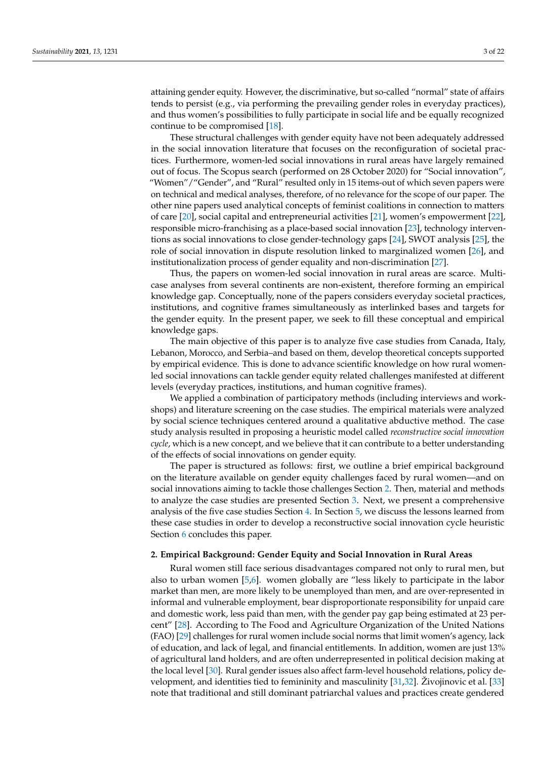attaining gender equity. However, the discriminative, but so-called "normal" state of affairs tends to persist (e.g., via performing the prevailing gender roles in everyday practices), and thus women's possibilities to fully participate in social life and be equally recognized continue to be compromised [18].

These structural challenges with gender equity have not been adequately addressed in the social innovation literature that focuses on the reconfiguration of societal practices. Furthermore, women-led social innovations in rural areas have largely remained out of focus. The Scopus search (performed on 28 October 2020) for "Social innovation", "Women"/"Gender", and "Rural" resulted only in 15 items-out of which seven papers were on technical and medical analyses, therefore, of no relevance for the scope of our paper. The other nine papers used analytical concepts of feminist coalitions in connection to matters of care [20], social capital and entrepreneurial activities [21], women's empowerment [22], responsible micro-franchising as a place-based social innovation [23], technology interventions as social innovations to close gender-technology gaps [24], SWOT analysis [25], the role of social innovation in dispute resolution linked to marginalized women [26], and institutionalization process of gender equality and non-discrimination [27].

Thus, the papers on women-led social innovation in rural areas are scarce. Multi-case analyses from several continents are non-existent, therefore forming an empirical knowledge gap. Conceptually, none of the papers considers everyday societal practices, institutions, and cognitive frames simultaneously as interlinked bases and targets for the gender equity. In the present paper, we seek to fill these conceptual and empirical knowledge gaps.

The main objective of this paper is to analyze five case studies from Canada, Italy, Lebanon, Morocco, and Serbia–and based on them, develop theoretical concepts supported by empirical evidence. This is done to advance scientific knowledge on how rural women-led social innovations can tackle gender equity related challenges manifested at different levels (everyday practices, institutions, and human cognitive frames).

We applied a combination of participatory methods (including interviews and workshops) and literature screening on the case studies. The empirical materials were analyzed by social science techniques centered around a qualitative abductive method. The case study analysis resulted in proposing a heuristic model called *reconstructive social innovation cycle*, which is a new concept, and we believe that it can contribute to a better understanding of the effects of social innovations on gender equity.

The paper is structured as follows: first, we outline a brief empirical background on the literature available on gender equity challenges faced by rural women—and on social innovations aiming to tackle those challenges Section 2. Then, material and methods to analyze the case studies are presented Section 3. Next, we present a comprehensive analysis of the five case studies Section 4. In Section 5, we discuss the lessons learned from these case studies in order to develop a reconstructive social innovation cycle heuristic Section 6 concludes this paper.

## 2. Empirical Background: Gender Equity and Social Innovation in Rural Areas

Rural women still face serious disadvantages compared not only to rural men, but also to urban women [5,6]. women globally are "less likely to participate in the labor market than men, are more likely to be unemployed than men, and are over-represented in informal and vulnerable employment, bear disproportionate responsibility for unpaid care and domestic work, less paid than men, with the gender pay gap being estimated at 23 percent" [28]. According to The Food and Agriculture Organization of the United Nations (FAO) [29] challenges for rural women include social norms that limit women's agency, lack of education, and lack of legal, and financial entitlements. In addition, women are just 13% of agricultural land holders, and are often underrepresented in political decision making at the local level [30]. Rural gender issues also affect farm-level household relations, policy development, and identities tied to femininity and masculinity [31,32]. Živojinovic et al. [33] note that traditional and still dominant patriarchal values and practices create gendered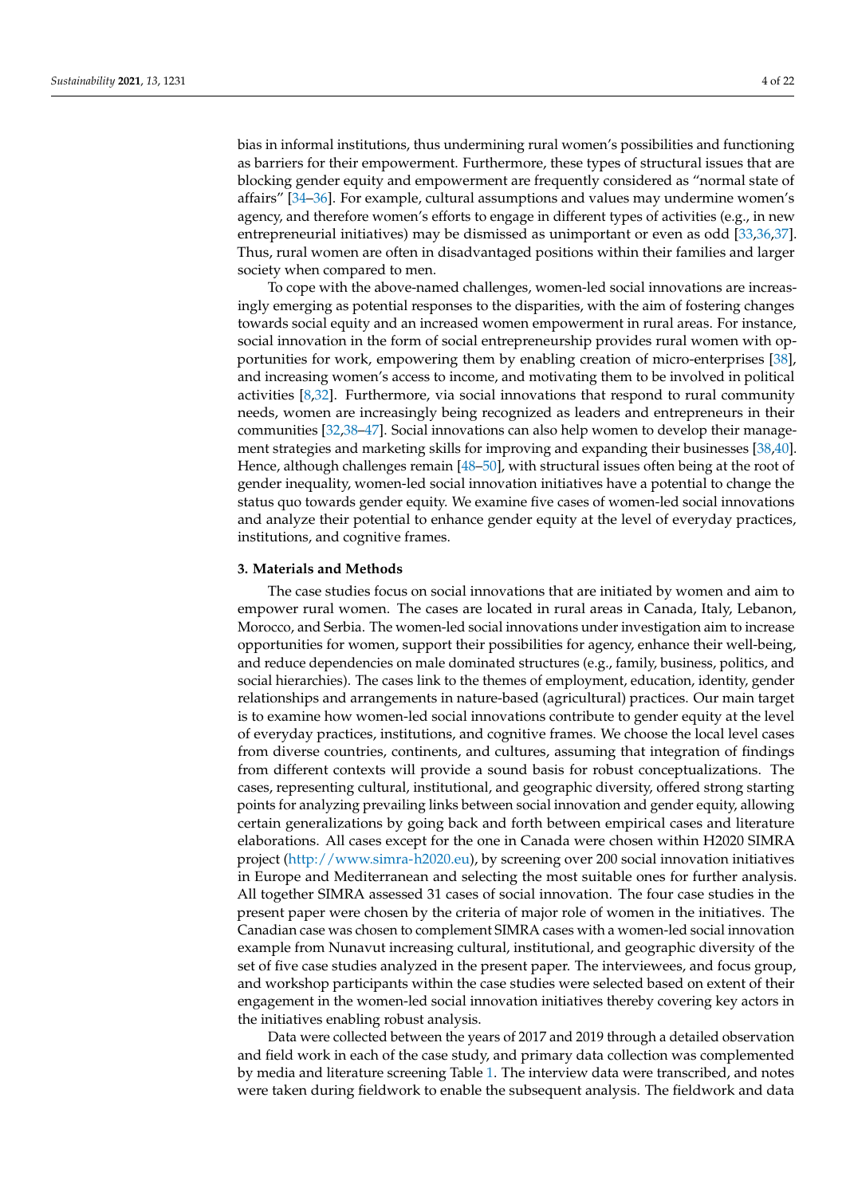bias in informal institutions, thus undermining rural women's possibilities and functioning as barriers for their empowerment. Furthermore, these types of structural issues that are blocking gender equity and empowerment are frequently considered as "normal state of affairs" [34–36]. For example, cultural assumptions and values may undermine women's agency, and therefore women's efforts to engage in different types of activities (e.g., in new entrepreneurial initiatives) may be dismissed as unimportant or even as odd [33,36,37]. Thus, rural women are often in disadvantaged positions within their families and larger society when compared to men.

To cope with the above-named challenges, women-led social innovations are increasingly emerging as potential responses to the disparities, with the aim of fostering changes towards social equity and an increased women empowerment in rural areas. For instance, social innovation in the form of social entrepreneurship provides rural women with opportunities for work, empowering them by enabling creation of micro-enterprises [38], and increasing women's access to income, and motivating them to be involved in political activities [8,32]. Furthermore, via social innovations that respond to rural community needs, women are increasingly being recognized as leaders and entrepreneurs in their communities [32,38–47]. Social innovation can also help women to develop their management strategies and marketing skills for improving and expanding their businesses [38,40]. Hence, although challenges remain [48–50], with structural issues often being at the root of gender inequality, women-led social innovation initiatives have a potential to change the status quo towards gender equity. We examine five cases of women-led social innovations and analyze their potential to enhance gender equity at the level of everyday practices, institutions, and cognitive frames.

## 3. Materials and Methods

The case studies focus on social innovations that are initiated by women and aim to empower rural women. The cases are located in rural areas in Canada, Italy, Lebanon, Morocco, and Serbia. The women-led social innovations under investigation aim to increase opportunities for women, support their possibilities for agency, enhance their well-being, and reduce dependencies on male dominated structures (e.g., family, business, politics, and social hierarchies). The cases link to the themes of employment, education, identity, gender relationships and arrangements in nature-based (agricultural) practices. Our main target is to examine how women-led social innovations contribute to gender equity at the level of everyday practices, institutions, and cognitive frames. We choose the local level cases from diverse countries, continents, and cultures, assuming that integration of findings from different contexts will provide a sound basis for robust conceptualizations. The cases, representing cultural, institutional, and geographic diversity, offered strong starting points for analyzing prevailing links between social innovation and gender equity, allowing certain generalizations by going back and forth between empirical cases and literature elaborations. All cases except for the one in Canada were chosen within H2020 SIMRA project (http://www.simra-h2020.eu), by screening over 200 social innovation initiatives in Europe and Mediterranean and selecting the most suitable ones for further analysis. All together SIMRA assessed 31 cases of social innovation. The four case studies in the present paper were chosen by the criteria of major role of women in the initiatives. The Canadian case was chosen to complement SIMRA cases with a women-led social innovation example from Nunavut increasing cultural, institutional, and geographic diversity of the set of five case studies analyzed in the present paper. The interviewees, and focus group, and workshop participants within the case studies were selected based on extent of their engagement in the women-led social innovation initiatives thereby covering key actors in the initiatives enabling robust analysis.

Data were collected between the years of 2017 and 2019 through a detailed observation and field work in each of the case study, and primary data collection was complemented by media and literature screening Table 1. The interview data were transcribed, and notes were taken during fieldwork to enable the subsequent analysis. The fieldwork and data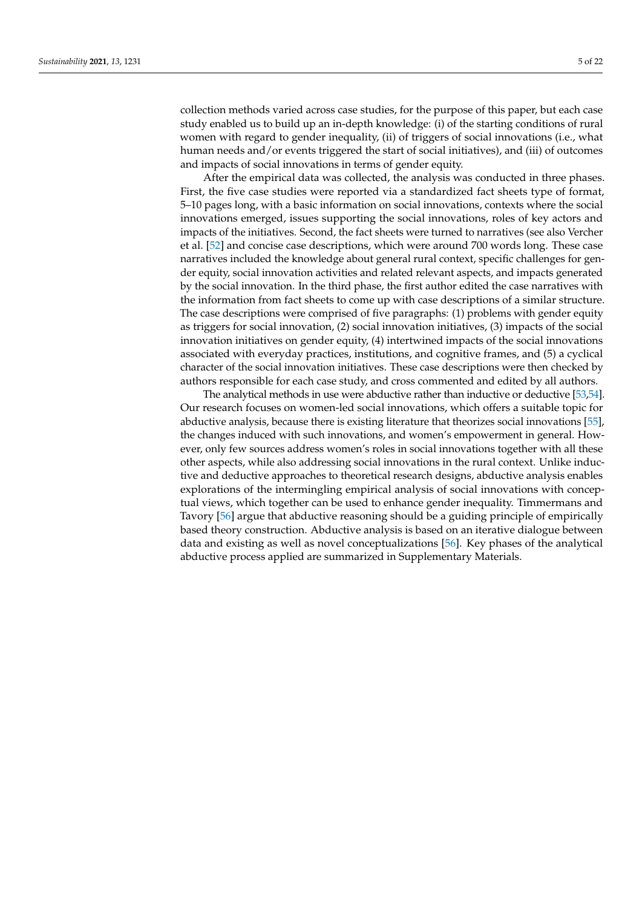collection methods varied across case studies, for the purpose of this paper, but each case study enabled us to build up an in-depth knowledge: (i) of the starting conditions of rural women with regard to gender inequality, (ii) of triggers of social innovations (i.e., what human needs and/or events triggered the start of social initiatives), and (iii) of outcomes and impacts of social innovations in terms of gender equity.

After the empirical data was collected, the analysis was conducted in three phases. First, the five case studies were reported via a standardized fact sheets type of format, 5–10 pages long, with a basic information on social innovations, contexts where the social innovations emerged, issues supporting the social innovations, roles of key actors and impacts of the initiatives. Second, the fact sheets were turned to narratives (see also Vercher et al. [52] and concise case descriptions, which were around 700 words long. These case narratives included the knowledge about general rural context, specific challenges for gender equity, social innovation activities and related relevant aspects, and impacts generated by the social innovation. In the third phase, the first author edited the case narratives with the information from fact sheets to come up with case descriptions of a similar structure. The case descriptions were comprised of five paragraphs: (1) problems with gender equity as triggers for social innovation, (2) social innovation initiatives, (3) impacts of the social innovation initiatives on gender equity, (4) intertwined impacts of the social innovations associated with everyday practices, institutions, and cognitive frames, and (5) a cyclical character of the social innovation initiatives. These case descriptions were then checked by authors responsible for each case study, and cross commented and edited by all authors.

The analytical methods in use were abductive rather than inductive or deductive [53,54]. Our research focuses on women-led social innovations, which offers a suitable topic for abductive analysis, because there is existing literature that theorizes social innovations [55], the changes induced with such innovations, and women's empowerment in general. However, only few sources address women's roles in social innovations together with all these other aspects, while also addressing social innovations in the rural context. Unlike inductive and deductive approaches to theoretical research designs, abductive analysis enables explorations of the intermingling empirical analysis of social innovations with conceptual views, which together can be used to enhance gender inequality. Timmermans and Tavory [56] argue that abductive reasoning should be a guiding principle of empirically based theory construction. Abductive analysis is based on an iterative dialogue between data and existing as well as novel conceptualizations [56]. Key phases of the analytical abductive process applied are summarized in Supplementary Materials.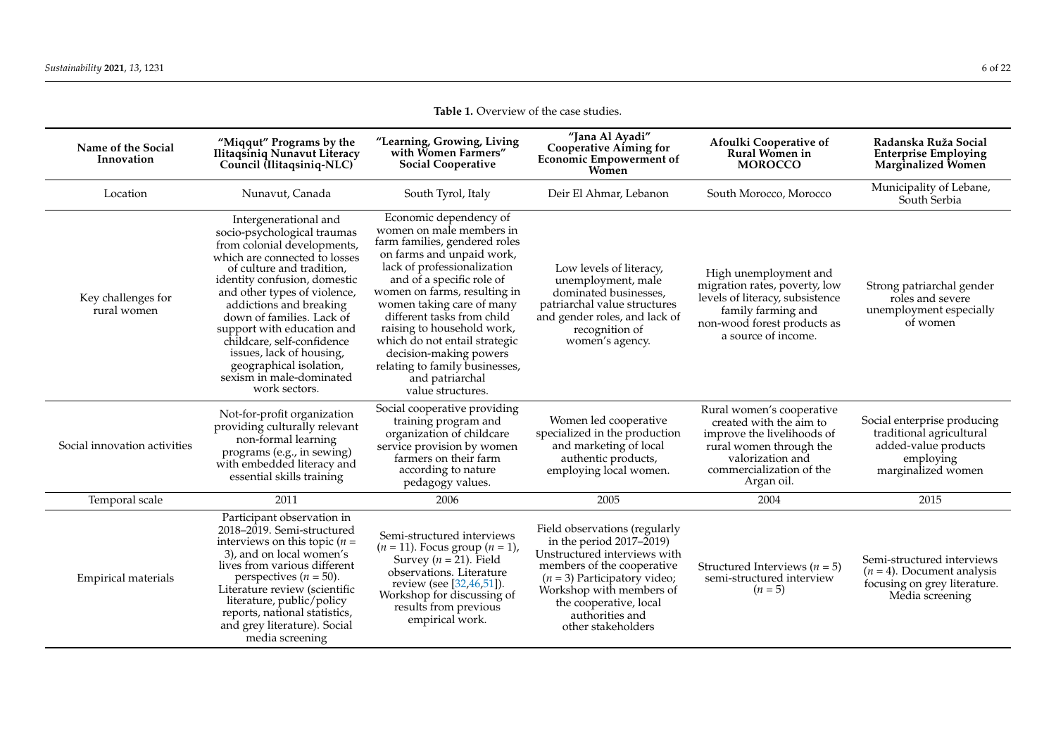**Table 1.** Overview of the case studies.

| Name of the Social Innovation | "Miqqut" Programs by the Ilitaqsiniq Nunavut Literacy Council (Ilitaqsiniq-NLC) | "Learning, Growing, Living with Women Farmers" Social Cooperative | "Jana Al Ayadi" Cooperative Aiming for Economic Empowerment of Women | Afoulki Cooperative of Rural Women in MOROCCO | Radanska Ruža Social Enterprise Employing Marginalized Women |
|---|---|---|---|---|---|
| Location | Nunavut, Canada | South Tyrol, Italy | Deir El Ahmar, Lebanon | South Morocco, Morocco | Municipality of Lebane, South Serbia |
| Key challenges for rural women | Intergenerational and socio-psychological traumas from colonial developments, which are connected to losses of culture and tradition, identity confusion, domestic and other types of violence, addictions and breaking down of families. Lack of support with education and childcare, self-confidence issues, lack of housing, geographical isolation, sexism in male-dominated work sectors. | Economic dependency of women on male members in farm families, gendered roles on farms and unpaid work, lack of professionalization and of a specific role of women on farms, resulting in women taking care of many different tasks from child raising to household work, which do not entail strategic decision-making powers relating to family businesses, and patriarchal value structures. | Low levels of literacy, unemployment, male dominated businesses, patriarchal value structures and gender roles, and lack of recognition of women's agency. | High unemployment and migration rates, poverty, low levels of literacy, subsistence family farming and non-wood forest products as a source of income. | Strong patriarchal gender roles and severe unemployment especially of women |
| Social innovation activities | Not-for-profit organization providing culturally relevant non-formal learning programs (e.g., in sewing) with embedded literacy and essential skills training | Social cooperative providing training program and organization of childcare service provision by women farmers on their farm according to nature pedagogy values. | Women led cooperative specialized in the production and marketing of local authentic products, employing local women. | Rural women's cooperative created with the aim to improve the livelihoods of rural women through the valorization and commercialization of the Argan oil. | Social enterprise producing traditional agricultural added-value products employing marginalized women |
| Temporal scale | 2011 | 2006 | 2005 | 2004 | 2015 |
| Empirical materials | Participant observation in 2018–2019. Semi-structured interviews on this topic ($n$ = 3), and on local women's lives from various different perspectives ($n$ = 50). Literature review (scientific literature, public/policy reports, national statistics, and grey literature). Social media screening | Semi-structured interviews ($n$ = 11). Focus group ($n$ = 1), Survey ($n$ = 21). Field observations. Literature review (see [32,46,51]). Workshop for discussing of results from previous empirical work. | Field observations (regularly in the period 2017–2019) Unstructured interviews with members of the cooperative ($n$ = 3) Participatory video; Workshop with members of the cooperative, local authorities and other stakeholders | Structured Interviews ($n$ = 5) semi-structured interview ($n$ = 5) | Semi-structured interviews ($n$ = 4). Document analysis focusing on grey literature. Media screening |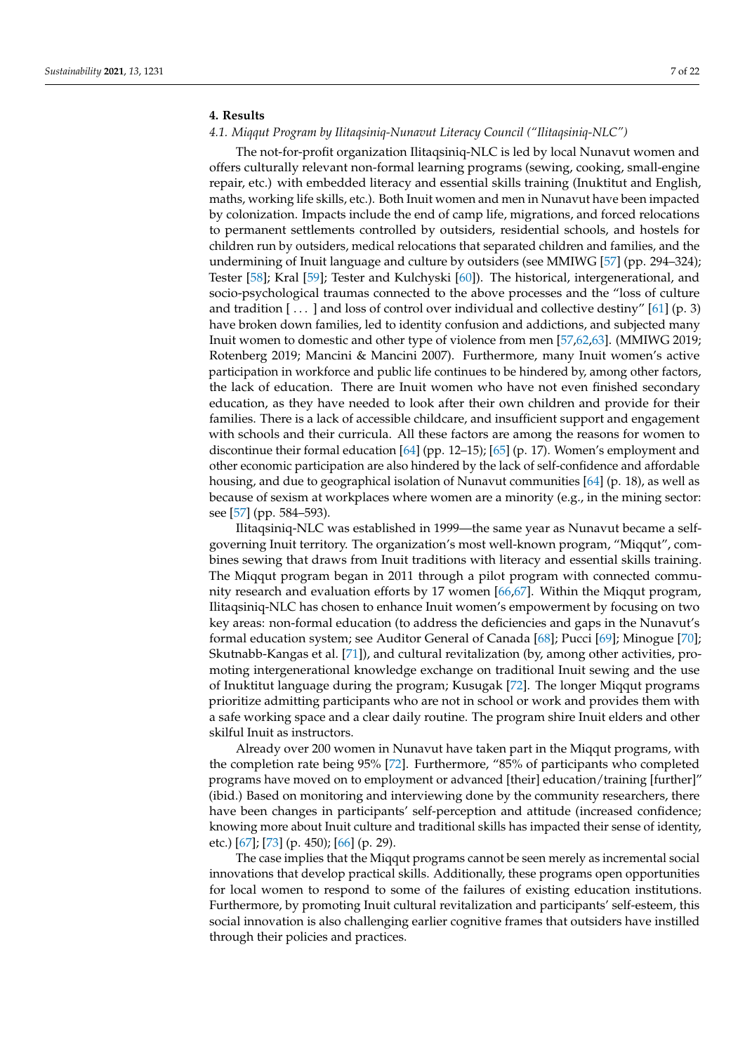## 4. Results

### *4.1. Miqqut Program by Ilitaqsiniq-Nunavut Literacy Council ("Ilitaqsiniq-NLC")*

The not-for-profit organization Ilitaqsiniq-NLC is led by local Nunavut women and offers culturally relevant non-formal learning programs (sewing, cooking, small-engine repair, etc.) with embedded literacy and essential skills training (Inuktitut and English, maths, working life skills, etc.). Both Inuit women and men in Nunavut have been impacted by colonization. Impacts include the end of camp life, migrations, and forced relocations to permanent settlements controlled by outsiders, residential schools, and hostels for children run by outsiders, medical relocations that separated children and families, and the undermining of Inuit language and culture by outsiders (see MMIWG [57] (pp. 294–324); Tester [58]; Kral [59]; Tester and Kulchyski [60]). The historical, intergenerational, and socio-psychological traumas connected to the above processes and the "loss of culture and tradition [ . . . ] and loss of control over individual and collective destiny" [61] (p. 3) have broken down families, led to identity confusion and addictions, and subjected many Inuit women to domestic and other type of violence from men [57,62,63]. (MMIWG 2019; Rotenberg 2019; Mancini & Mancini 2007). Furthermore, many Inuit women's active participation in workforce and public life continues to be hindered by, among other factors, the lack of education. There are Inuit women who have not even finished secondary education, as they have needed to look after their own children and provide for their families. There is a lack of accessible childcare, and insufficient support and engagement with schools and their curricula. All these factors are among the reasons for women to discontinue their formal education [64] (pp. 12–15); [65] (p. 17). Women's employment and other economic participation are also hindered by the lack of self-confidence and affordable housing, and due to geographical isolation of Nunavut communities [64] (p. 18), as well as because of sexism at workplaces where women are a minority (e.g., in the mining sector: see [57] (pp. 584–593).

Ilitaqsiniq-NLC was established in 1999—the same year as Nunavut became a self-governing Inuit territory. The organization's most well-known program, "Miqqut", combines sewing that draws from Inuit traditions with literacy and essential skills training. The Miqqut program began in 2011 through a pilot program with connected community research and evaluation efforts by 17 women [66,67]. Within the Miqqut program, Ilitaqsiniq-NLC has chosen to enhance Inuit women's empowerment by focusing on two key areas: non-formal education (to address the deficiencies and gaps in the Nunavut's formal education system; see Auditor General of Canada [68]; Pucci [69]; Minogue [70]; Skutnabb-Kangas et al. [71]), and cultural revitalization (by, among other activities, promoting intergenerational knowledge exchange on traditional Inuit sewing and the use of Inuktitut language during the program; Kusugak [72]. The longer Miqqut programs prioritize admitting participants who are not in school or work and provides them with a safe working space and a clear daily routine. The program shire Inuit elders and other skilful Inuit as instructors.

Already over 200 women in Nunavut have taken part in the Miqqut programs, with the completion rate being 95% [72]. Furthermore, "85% of participants who completed programs have moved on to employment or advanced [their] education/training [further]" (ibid.) Based on monitoring and interviewing done by the community researchers, there have been changes in participants' self-perception and attitude (increased confidence; knowing more about Inuit culture and traditional skills has impacted their sense of identity, etc.) [67]; [73] (p. 450); [66] (p. 29).

The case implies that the Miqqut programs cannot be seen merely as incremental social innovations that develop practical skills. Additionally, these programs open opportunities for local women to respond to some of the failures of existing education institutions. Furthermore, by promoting Inuit cultural revitalization and participants' self-esteem, this social innovation is also challenging earlier cognitive frames that outsiders have instilled through their policies and practices.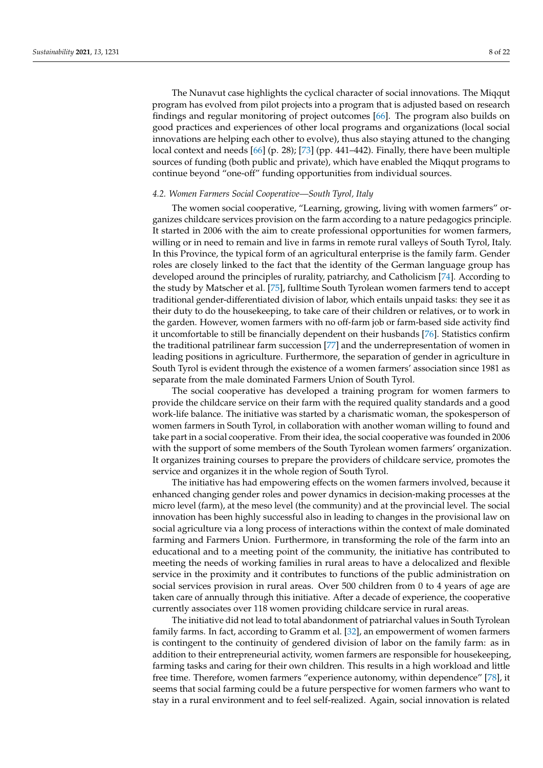The Nunavut case highlights the cyclical character of social innovations. The Miqqut program has evolved from pilot projects into a program that is adjusted based on research findings and regular monitoring of project outcomes [66]. The program also builds on good practices and experiences of other local programs and organizations (local social innovations are helping each other to evolve), thus also staying attuned to the changing local context and needs [66] (p. 28); [73] (pp. 441–442). Finally, there have been multiple sources of funding (both public and private), which have enabled the Miqqut programs to continue beyond "one-off" funding opportunities from individual sources.

### *4.2. Women Farmers Social Cooperative—South Tyrol, Italy*

The women social cooperative, "Learning, growing, living with women farmers" organizes childcare services provision on the farm according to a nature pedagogics principle. It started in 2006 with the aim to create professional opportunities for women farmers, willing or in need to remain and live in farms in remote rural valleys of South Tyrol, Italy. In this Province, the typical form of an agricultural enterprise is the family farm. Gender roles are closely linked to the fact that the identity of the German language group has developed around the principles of rurality, patriarchy, and Catholicism [74]. According to the study by Matscher et al. [75], fulltime South Tyrolean women farmers tend to accept traditional gender-differentiated division of labor, which entails unpaid tasks: they see it as their duty to do the housekeeping, to take care of their children or relatives, or to work in the garden. However, women farmers with no off-farm job or farm-based side activity find it uncomfortable to still be financially dependent on their husbands [76]. Statistics confirm the traditional patrilinear farm succession [77] and the underrepresentation of women in leading positions in agriculture. Furthermore, the separation of gender in agriculture in South Tyrol is evident through the existence of a women farmers' association since 1981 as separate from the male dominated Farmers Union of South Tyrol.

The social cooperative has developed a training program for women farmers to provide the childcare service on their farm with the required quality standards and a good work-life balance. The initiative was started by a charismatic woman, the spokesperson of women farmers in South Tyrol, in collaboration with another woman willing to found and take part in a social cooperative. From their idea, the social cooperative was founded in 2006 with the support of some members of the South Tyrolean women farmers' organization. It organizes training courses to prepare the providers of childcare service, promotes the service and organizes it in the whole region of South Tyrol.

The initiative has had empowering effects on the women farmers involved, because it enhanced changing gender roles and power dynamics in decision-making processes at the micro level (farm), at the meso level (the community) and at the provincial level. The social innovation has been highly successful also in leading to changes in the provisional law on social agriculture via a long process of interactions within the context of male dominated farming and Farmers Union. Furthermore, in transforming the role of the farm into an educational and to a meeting point of the community, the initiative has contributed to meeting the needs of working families in rural areas to have a delocalized and flexible service in the proximity and it contributes to functions of the public administration on social services provision in rural areas. Over 500 children from 0 to 4 years of age are taken care of annually through this initiative. After a decade of experience, the cooperative currently associates over 118 women providing childcare service in rural areas.

The initiative did not lead to total abandonment of patriarchal values in South Tyrolean family farms. In fact, according to Gramm et al. [32], an empowerment of women farmers is contingent to the continuity of gendered division of labor on the family farm: as in addition to their entrepreneurial activity, women farmers are responsible for housekeeping, farming tasks and caring for their own children. This results in a high workload and little free time. Therefore, women farmers "experience autonomy, within dependence" [78], it seems that social farming could be a future perspective for women farmers who want to stay in a rural environment and to feel self-realized. Again, social innovation is related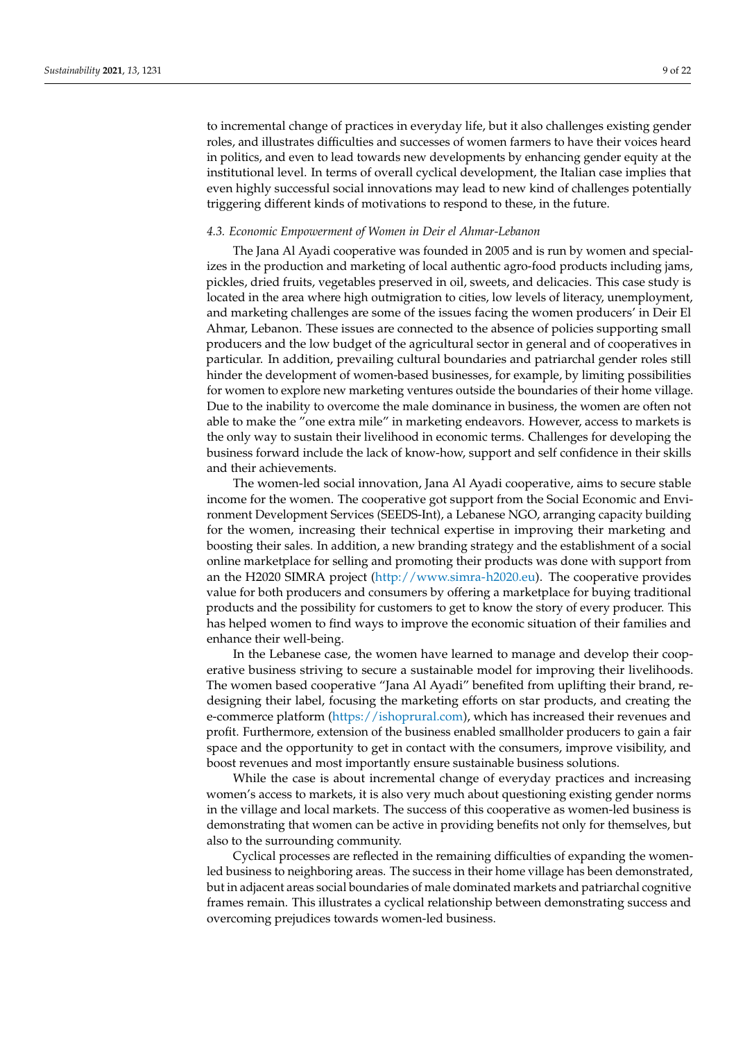to incremental change of practices in everyday life, but it also challenges existing gender roles, and illustrates difficulties and successes of women farmers to have their voices heard in politics, and even to lead towards new developments by enhancing gender equity at the institutional level. In terms of overall cyclical development, the Italian case implies that even highly successful social innovations may lead to new kind of challenges potentially triggering different kinds of motivations to respond to these, in the future.

### 4.3. Economic Empowerment of Women in Deir el Ahmar-Lebanon

The Jana Al Ayadi cooperative was founded in 2005 and is run by women and specializes in the production and marketing of local authentic agro-food products including jams, pickles, dried fruits, vegetables preserved in oil, sweets, and delicacies. This case study is located in the area where high outmigration to cities, low levels of literacy, unemployment, and marketing challenges are some of the issues facing the women producers' in Deir El Ahmar, Lebanon. These issues are connected to the absence of policies supporting small producers and the low budget of the agricultural sector in general and of cooperatives in particular. In addition, prevailing cultural boundaries and patriarchal gender roles still hinder the development of women-based businesses, for example, by limiting possibilities for women to explore new marketing ventures outside the boundaries of their home village. Due to the inability to overcome the male dominance in business, the women are often not able to make the "one extra mile" in marketing endeavors. However, access to markets is the only way to sustain their livelihood in economic terms. Challenges for developing the business forward include the lack of know-how, support and self confidence in their skills and their achievements.

The women-led social innovation, Jana Al Ayadi cooperative, aims to secure stable income for the women. The cooperative got support from the Social Economic and Environment Development Services (SEEDS-Int), a Lebanese NGO, arranging capacity building for the women, increasing their technical expertise in improving their marketing and boosting their sales. In addition, a new branding strategy and the establishment of a social online marketplace for selling and promoting their products was done with support from an the H2020 SIMRA project (http://www.simra-h2020.eu). The cooperative provides value for both producers and consumers by offering a marketplace for buying traditional products and the possibility for customers to get to know the story of every producer. This has helped women to find ways to improve the economic situation of their families and enhance their well-being.

In the Lebanese case, the women have learned to manage and develop their cooperative business striving to secure a sustainable model for improving their livelihoods. The women based cooperative "Jana Al Ayadi" benefited from uplifting their brand, redesigning their label, focusing the marketing efforts on star products, and creating the e-commerce platform (https://ishoprural.com), which has increased their revenues and profit. Furthermore, extension of the business enabled smallholder producers to gain a fair space and the opportunity to get in contact with the consumers, improve visibility, and boost revenues and most importantly ensure sustainable business solutions.

While the case is about incremental change of everyday practices and increasing women's access to markets, it is also very much about questioning existing gender norms in the village and local markets. The success of this cooperative as women-led business is demonstrating that women can be active in providing benefits not only for themselves, but also to the surrounding community.

Cyclical processes are reflected in the remaining difficulties of expanding the women-led business to neighboring areas. The success in their home village has been demonstrated, but in adjacent areas social boundaries of male dominated markets and patriarchal cognitive frames remain. This illustrates a cyclical relationship between demonstrating success and overcoming prejudices towards women-led business.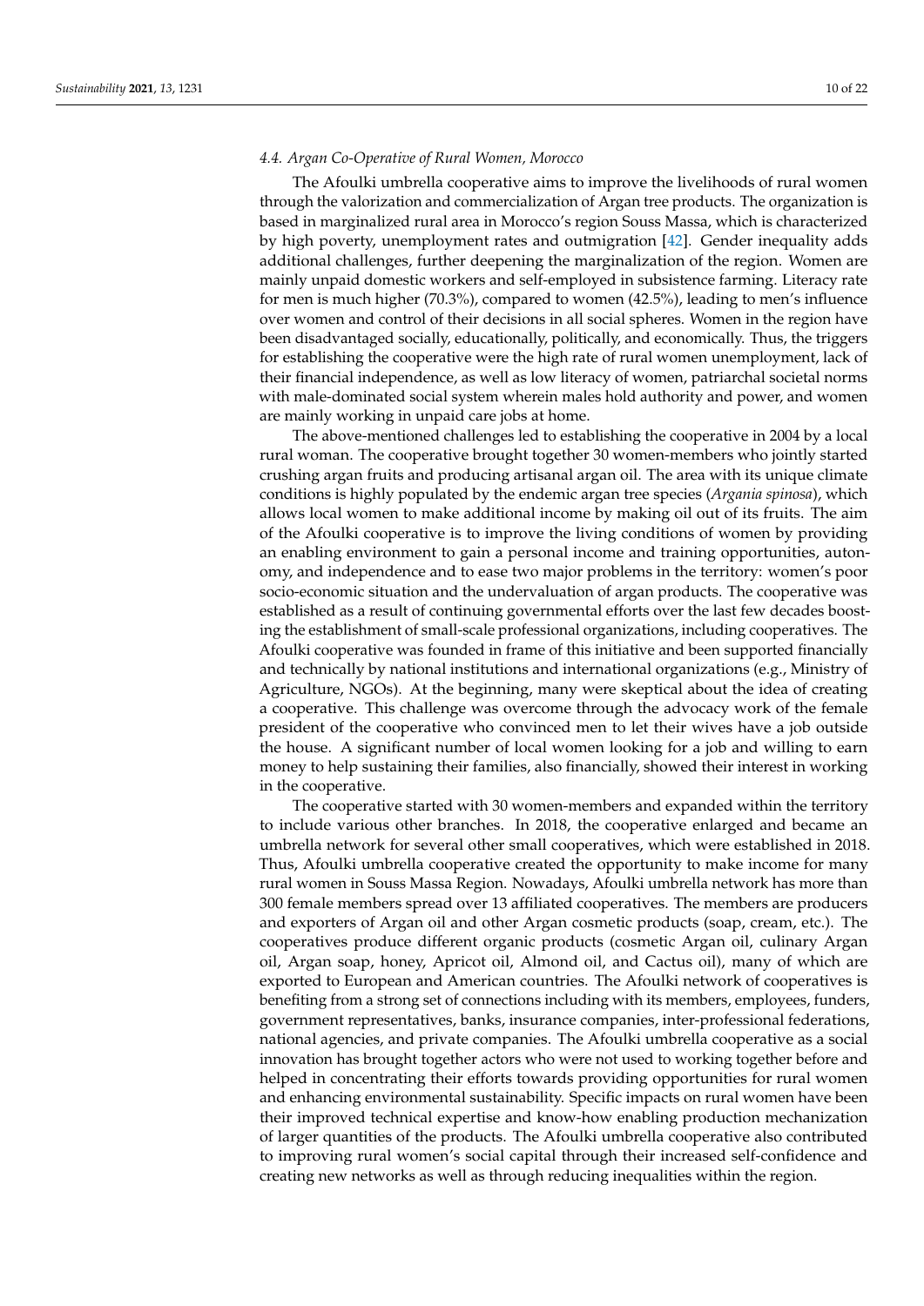### 4.4. Argan Co-Operative of Rural Women, Morocco

The Afoulki umbrella cooperative aims to improve the livelihoods of rural women through the valorization and commercialization of Argan tree products. The organization is based in marginalized rural area in Morocco's region Souss Massa, which is characterized by high poverty, unemployment rates and outmigration [42]. Gender inequality adds additional challenges, further deepening the marginalization of the region. Women are mainly unpaid domestic workers and self-employed in subsistence farming. Literacy rate for men is much higher (70.3%), compared to women (42.5%), leading to men's influence over women and control of their decisions in all social spheres. Women in the region have been disadvantaged socially, educationally, politically, and economically. Thus, the triggers for establishing the cooperative were the high rate of rural women unemployment, lack of their financial independence, as well as low literacy of women, patriarchal societal norms with male-dominated social system wherein males hold authority and power, and women are mainly working in unpaid care jobs at home.

The above-mentioned challenges led to establishing the cooperative in 2004 by a local rural woman. The cooperative brought together 30 women-members who jointly started crushing argan fruits and producing artisanal argan oil. The area with its unique climate conditions is highly populated by the endemic argan tree species (*Argania spinosa*), which allows local women to make additional income by making oil out of its fruits. The aim of the Afoulki cooperative is to improve the living conditions of women by providing an enabling environment to gain a personal income and training opportunities, autonomy, and independence and to ease two major problems in the territory: women's poor socio-economic situation and the undervaluation of argan products. The cooperative was established as a result of continuing governmental efforts over the last few decades boosting the establishment of small-scale professional organizations, including cooperatives. The Afoulki cooperative was founded in frame of this initiative and been supported financially and technically by national institutions and international organizations (e.g., Ministry of Agriculture, NGOs). At the beginning, many were skeptical about the idea of creating a cooperative. This challenge was overcome through the advocacy work of the female president of the cooperative who convinced men to let their wives have a job outside the house. A significant number of local women looking for a job and willing to earn money to help sustaining their families, also financially, showed their interest in working in the cooperative.

The cooperative started with 30 women-members and expanded within the territory to include various other branches. In 2018, the cooperative enlarged and became an umbrella network for several other small cooperatives, which were established in 2018. Thus, Afoulki umbrella cooperative created the opportunity to make income for many rural women in Souss Massa Region. Nowadays, Afoulki umbrella network has more than 300 female members spread over 13 affiliated cooperatives. The members are producers and exporters of Argan oil and other Argan cosmetic products (soap, cream, etc.). The cooperatives produce different organic products (cosmetic Argan oil, culinary Argan oil, Argan soap, honey, Apricot oil, Almond oil, and Cactus oil), many of which are exported to European and American countries. The Afoulki network of cooperatives is benefiting from a strong set of connections including with its members, employees, funders, government representatives, banks, insurance companies, inter-professional federations, national agencies, and private companies. The Afoulki umbrella cooperative as a social innovation has brought together actors who were not used to working together before and helped in concentrating their efforts towards providing opportunities for rural women and enhancing environmental sustainability. Specific impacts on rural women have been their improved technical expertise and know-how enabling production mechanization of larger quantities of the products. The Afoulki umbrella cooperative also contributed to improving rural women's social capital through their increased self-confidence and creating new networks as well as through reducing inequalities within the region.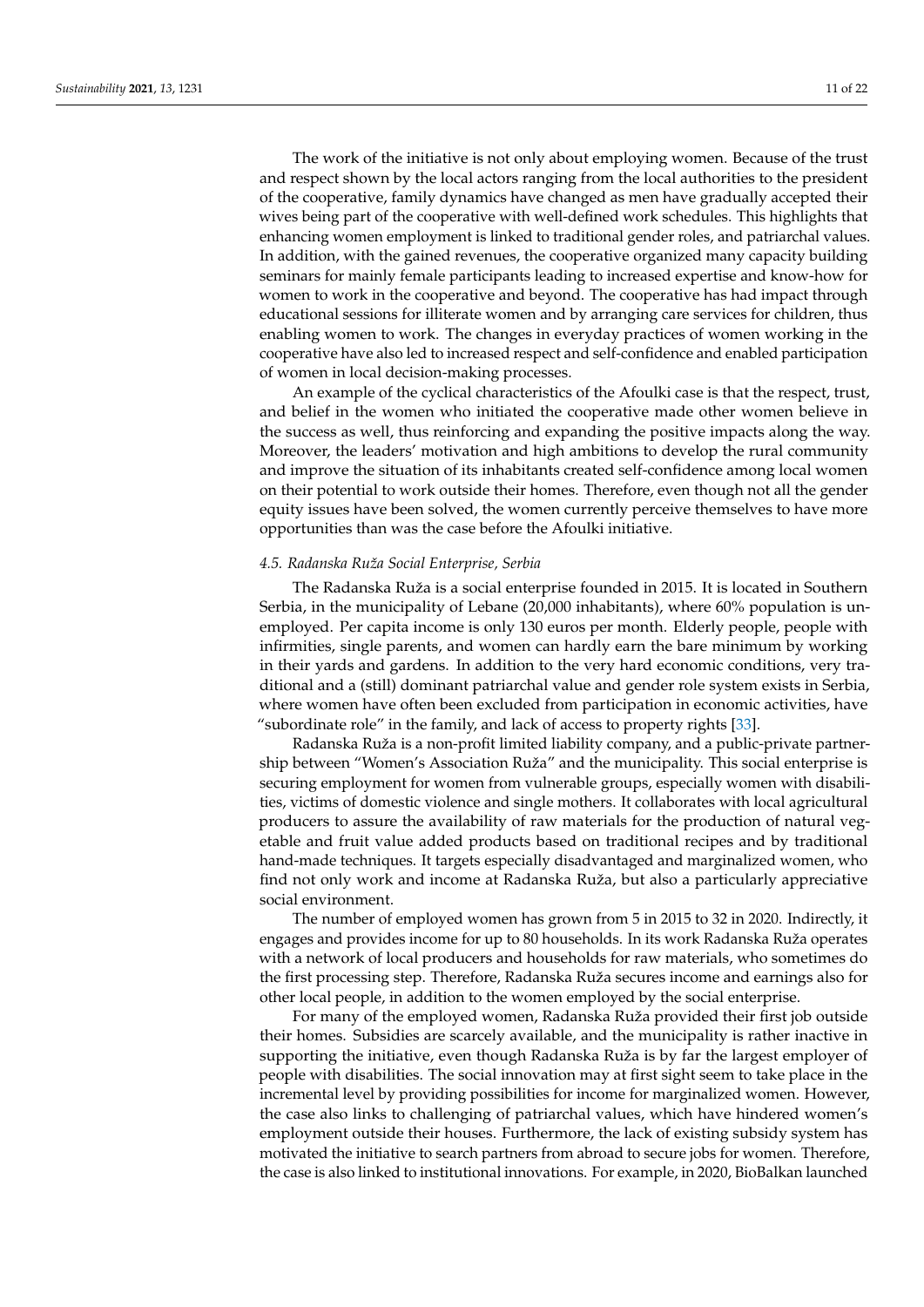The work of the initiative is not only about employing women. Because of the trust and respect shown by the local actors ranging from the local authorities to the president of the cooperative, family dynamics have changed as men have gradually accepted their wives being part of the cooperative with well-defined work schedules. This highlights that enhancing women employment is linked to traditional gender roles, and patriarchal values. In addition, with the gained revenues, the cooperative organized many capacity building seminars for mainly female participants leading to increased expertise and know-how for women to work in the cooperative and beyond. The cooperative has had impact through educational sessions for illiterate women and by arranging care services for children, thus enabling women to work. The changes in everyday practices of women working in the cooperative have also led to increased respect and self-confidence and enabled participation of women in local decision-making processes.

An example of the cyclical characteristics of the Afoulki case is that the respect, trust, and belief in the women who initiated the cooperative made other women believe in the success as well, thus reinforcing and expanding the positive impacts along the way. Moreover, the leaders' motivation and high ambitions to develop the rural community and improve the situation of its inhabitants created self-confidence among local women on their potential to work outside their homes. Therefore, even though not all the gender equity issues have been solved, the women currently perceive themselves to have more opportunities than was the case before the Afoulki initiative.

### *4.5. Radanska Ruža Social Enterprise, Serbia*

The Radanska Ruža is a social enterprise founded in 2015. It is located in Southern Serbia, in the municipality of Lebane (20,000 inhabitants), where 60% population is unemployed. Per capita income is only 130 euros per month. Elderly people, people with infirmities, single parents, and women can hardly earn the bare minimum by working in their yards and gardens. In addition to the very hard economic conditions, very traditional and a (still) dominant patriarchal value and gender role system exists in Serbia, where women have often been excluded from participation in economic activities, have "subordinate role" in the family, and lack of access to property rights [33].

Radanska Ruža is a non-profit limited liability company, and a public-private partnership between "Women's Association Ruža" and the municipality. This social enterprise is securing employment for women from vulnerable groups, especially women with disabilities, victims of domestic violence and single mothers. It collaborates with local agricultural producers to assure the availability of raw materials for the production of natural vegetable and fruit value added products based on traditional recipes and by traditional hand-made techniques. It targets especially disadvantaged and marginalized women, who find not only work and income at Radanska Ruža, but also a particularly appreciative social environment.

The number of employed women has grown from 5 in 2015 to 32 in 2020. Indirectly, it engages and provides income for up to 80 households. In its work Radanska Ruža operates with a network of local producers and households for raw materials, who sometimes do the first processing step. Therefore, Radanska Ruža secures income and earnings also for other local people, in addition to the women employed by the social enterprise.

For many of the employed women, Radanska Ruža provided their first job outside their homes. Subsidies are scarcely available, and the municipality is rather inactive in supporting the initiative, even though Radanska Ruža is by far the largest employer of people with disabilities. The social innovation may at first sight seem to take place in the incremental level by providing possibilities for income for marginalized women. However, the case also links to challenging of patriarchal values, which have hindered women's employment outside their houses. Furthermore, the lack of existing subsidy system has motivated the initiative to search partners from abroad to secure jobs for women. Therefore, the case is also linked to institutional innovations. For example, in 2020, BioBalkan launched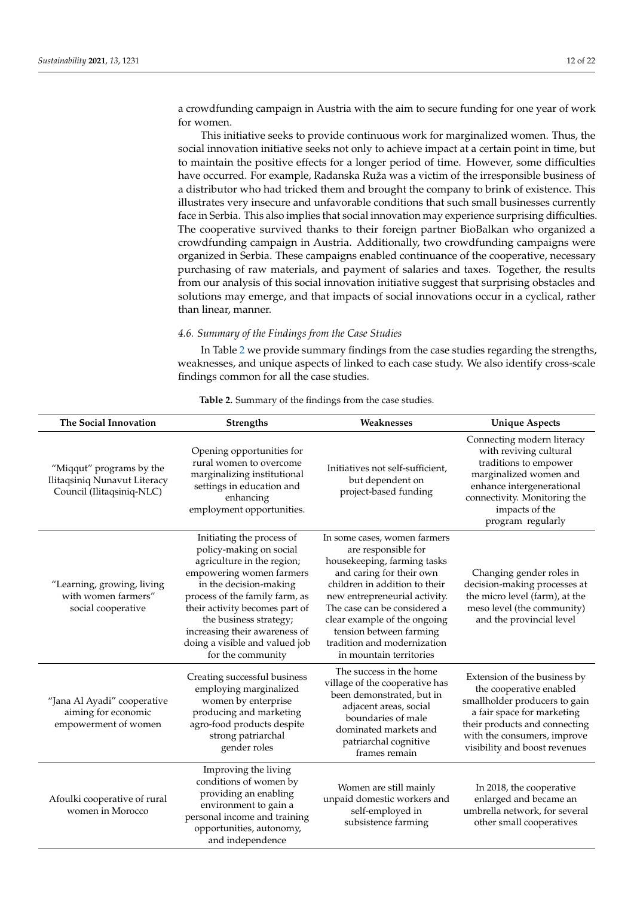a crowdfunding campaign in Austria with the aim to secure funding for one year of work for women.

This initiative seeks to provide continuous work for marginalized women. Thus, the social innovation initiative seeks not only to achieve impact at a certain point in time, but to maintain the positive effects for a longer period of time. However, some difficulties have occurred. For example, Radanska Ruža was a victim of the irresponsible business of a distributor who had tricked them and brought the company to brink of existence. This illustrates very insecure and unfavorable conditions that such small businesses currently face in Serbia. This also implies that social innovation may experience surprising difficulties. The cooperative survived thanks to their foreign partner BioBalkan who organized a crowdfunding campaign in Austria. Additionally, two crowdfunding campaigns were organized in Serbia. These campaigns enabled continuance of the cooperative, necessary purchasing of raw materials, and payment of salaries and taxes. Together, the results from our analysis of this social innovation initiative suggest that surprising obstacles and solutions may emerge, and that impacts of social innovations occur in a cyclical, rather than linear, manner.

### 4.6. Summary of the Findings from the Case Studies

In Table 2 we provide summary findings from the case studies regarding the strengths, weaknesses, and unique aspects of linked to each case study. We also identify cross-scale findings common for all the case studies.

**Table 2.** Summary of the findings from the case studies.

| The Social Innovation | Strengths | Weaknesses | Unique Aspects |
|---|---|---|---|
| "Miqqut" programs by the Ilitaqsiniq Nunavut Literacy Council (Ilitaqsiniq-NLC) | Opening opportunities for rural women to overcome marginalizing institutional settings in education and enhancing employment opportunities. | Initiatives not self-sufficient, but dependent on project-based funding | Connecting modern literacy with reviving cultural traditions to empower marginalized women and enhance intergenerational connectivity. Monitoring the impacts of the program regularly |
| "Learning, growing, living with women farmers" social cooperative | Initiating the process of policy-making on social agriculture in the region; empowering women farmers in the decision-making process of the family farm, as their activity becomes part of the business strategy; increasing their awareness of doing a visible and valued job for the community | In some cases, women farmers are responsible for housekeeping, farming tasks and caring for their own children in addition to their new entrepreneurial activity. The case can be considered a clear example of the ongoing tension between farming tradition and modernization in mountain territories | Changing gender roles in decision-making processes at the micro level (farm), at the meso level (the community) and the provincial level |
| "Jana Al Ayadi" cooperative aiming for economic empowerment of women | Creating successful business employing marginalized women by enterprise producing and marketing agro-food products despite strong patriarchal gender roles | The success in the home village of the cooperative has been demonstrated, but in adjacent areas, social boundaries of male dominated markets and patriarchal cognitive frames remain | Extension of the business by the cooperative enabled smallholder producers to gain a fair space for marketing their products and connecting with the consumers, improve visibility and boost revenues |
| Afoulki cooperative of rural women in Morocco | Improving the living conditions of women by providing an enabling environment to gain a personal income and training opportunities, autonomy, and independence | Women are still mainly unpaid domestic workers and self-employed in subsistence farming | In 2018, the cooperative enlarged and became an umbrella network, for several other small cooperatives |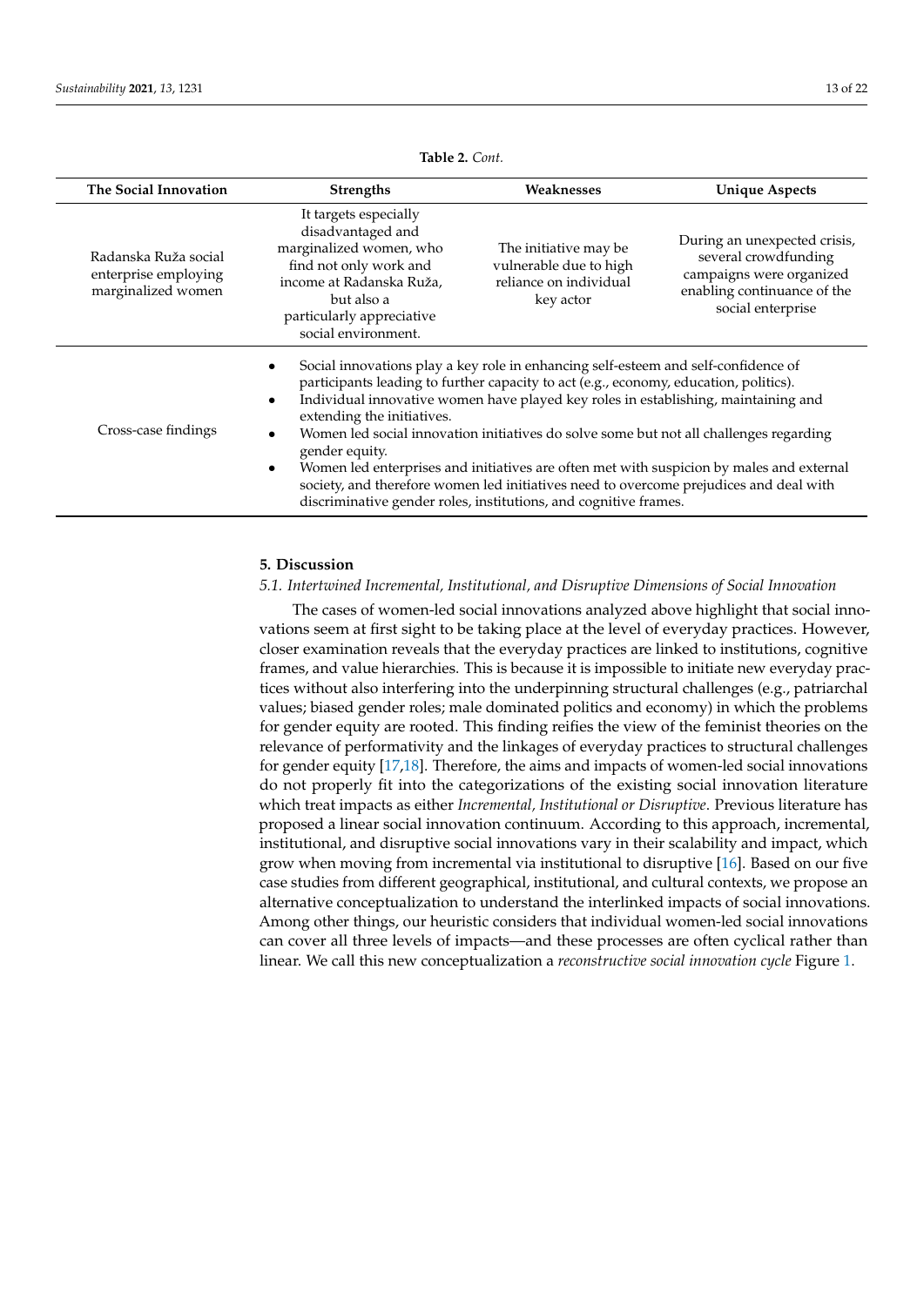**Table 2.** *Cont.*

| The Social Innovation | Strengths | Weaknesses | Unique Aspects |
|---|---|---|---|
| Radanska Ruža social enterprise employing marginalized women | It targets especially disadvantaged and marginalized women, who find not only work and income at Radanska Ruža, but also a particularly appreciative social environment. | The initiative may be vulnerable due to high reliance on individual key actor | During an unexpected crisis, several crowdfunding campaigns were organized enabling continuance of the social enterprise |
| Cross-case findings | • Social innovations play a key role in enhancing self-esteem and self-confidence of participants leading to further capacity to act (e.g., economy, education, politics). • Individual innovative women have played key roles in establishing, maintaining and extending the initiatives. • Women led social innovation initiatives do solve some but not all challenges regarding gender equity. • Women led enterprises and initiatives are often met with suspicion by males and external society, and therefore women led initiatives need to overcome prejudices and deal with discriminative gender roles, institutions, and cognitive frames. | | |

## 5. Discussion

### 5.1. Intertwined Incremental, Institutional, and Disruptive Dimensions of Social Innovation

The cases of women-led social innovations analyzed above highlight that social innovations seem at first sight to be taking place at the level of everyday practices. However, closer examination reveals that the everyday practices are linked to institutions, cognitive frames, and value hierarchies. This is because it is impossible to initiate new everyday practices without also interfering into the underpinning structural challenges (e.g., patriarchal values; biased gender roles; male dominated politics and economy) in which the problems for gender equity are rooted. This finding reifies the view of the feminist theories on the relevance of performativity and the linkages of everyday practices to structural challenges for gender equity [17,18]. Therefore, the aims and impacts of women-led social innovations do not properly fit into the categorizations of the existing social innovation literature which treat impacts as either *Incremental, Institutional or Disruptive*. Previous literature has proposed a linear social innovation continuum. According to this approach, incremental, institutional, and disruptive social innovations vary in their scalability and impact, which grow when moving from incremental via institutional to disruptive [16]. Based on our five case studies from different geographical, institutional, and cultural contexts, we propose an alternative conceptualization to understand the interlinked impacts of social innovations. Among other things, our heuristic considers that individual women-led social innovations can cover all three levels of impacts—and these processes are often cyclical rather than linear. We call this new conceptualization a *reconstructive social innovation cycle* Figure 1.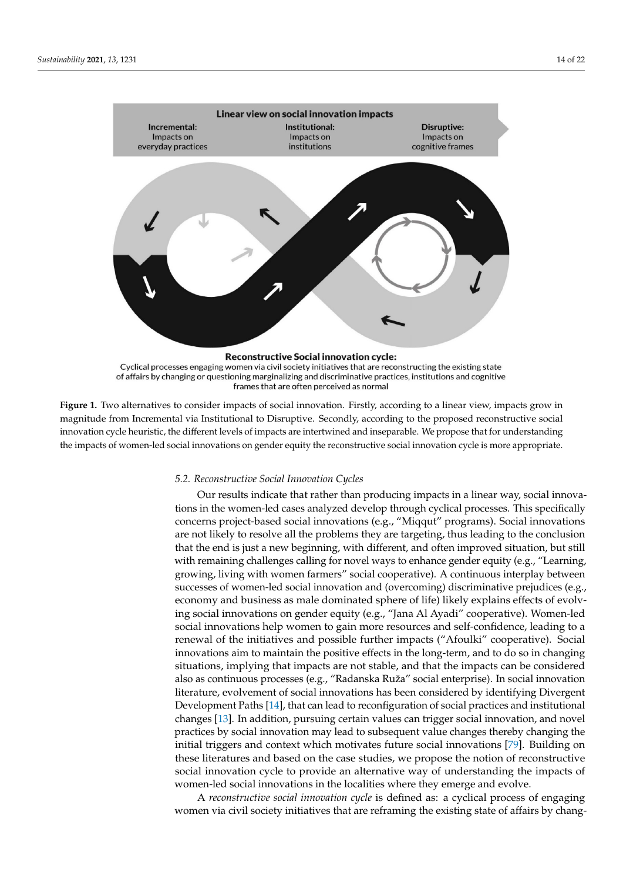Linear view on social innovation impacts

Incremental: Impacts on everyday practices

Institutional: Impacts on institutions

Disruptive: Impacts on cognitive frames

**Reconstructive Social innovation cycle:**
Cyclical processes engaging women via civil society initiatives that are reconstructing the existing state of affairs by changing or questioning marginalizing and discriminative practices, institutions and cognitive frames that are often perceived as normal

**Figure 1.** Two alternatives to consider impacts of social innovation. Firstly, according to a linear view, impacts grow in magnitude from Incremental via Institutional to Disruptive. Secondly, according to the proposed reconstructive social innovation cycle heuristic, the different levels of impacts are intertwined and inseparable. We propose that for understanding the impacts of women-led social innovations on gender equity the reconstructive social innovation cycle is more appropriate.

### 5.2. Reconstructive Social Innovation Cycles

Our results indicate that rather than producing impacts in a linear way, social innovations in the women-led cases analyzed develop through cyclical processes. This specifically concerns project-based social innovations (e.g., "Miqqut" programs). Social innovations are not likely to resolve all the problems they are targeting, thus leading to the conclusion that the end is just a new beginning, with different, and often improved situation, but still with remaining challenges calling for novel ways to enhance gender equity (e.g., "Learning, growing, living with women farmers" social cooperative). A continuous interplay between successes of women-led social innovation and (overcoming) discriminative prejudices (e.g., economy and business as male dominated sphere of life) likely explains effects of evolving social innovations on gender equity (e.g., "Jana Al Ayadi" cooperative). Women-led social innovations help women to gain more resources and self-confidence, leading to a renewal of the initiatives and possible further impacts ("Afoulki" cooperative). Social innovations aim to maintain the positive effects in the long-term, and to do so in changing situations, implying that impacts are not stable, and that the impacts can be considered also as continuous processes (e.g., "Radanska Ruža" social enterprise). In social innovation literature, evolvement of social innovations has been considered by identifying Divergent Development Paths [14], that can lead to reconfiguration of social practices and institutional changes [13]. In addition, pursuing certain values can trigger social innovation, and novel practices by social innovation may lead to subsequent value changes thereby changing the initial triggers and context which motivates future social innovations [79]. Building on these literatures and based on the case studies, we propose the notion of reconstructive social innovation cycle to provide an alternative way of understanding the impacts of women-led social innovations in the localities where they emerge and evolve.

A *reconstructive social innovation cycle* is defined as: a cyclical process of engaging women via civil society initiatives that are reframing the existing state of affairs by chang-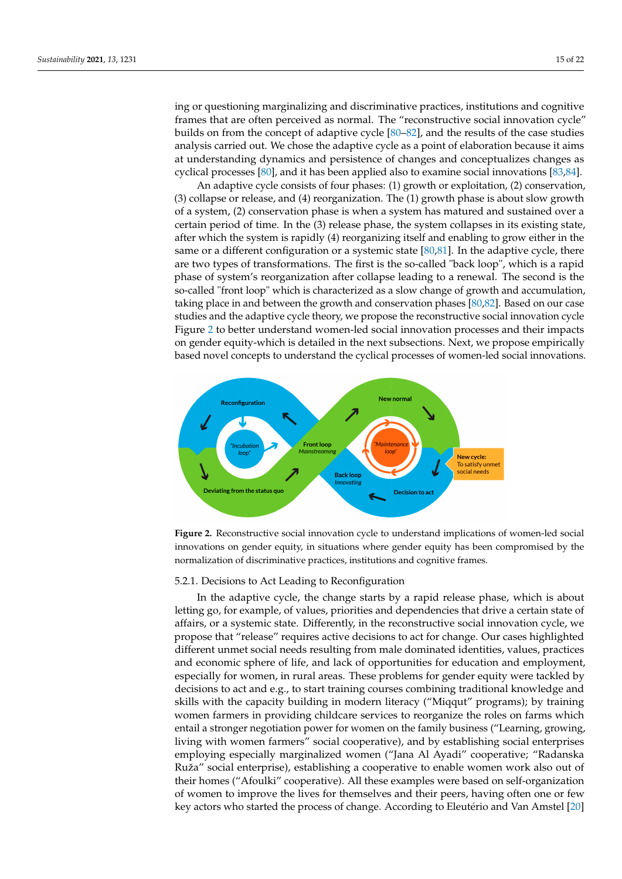ing or questioning marginalizing and discriminative practices, institutions and cognitive frames that are often perceived as normal. The "reconstructive social innovation cycle" builds on from the concept of adaptive cycle [80–82], and the results of the case studies analysis carried out. We chose the adaptive cycle as a point of elaboration because it aims at understanding dynamics and persistence of changes and conceptualizes changes as cyclical processes [80], and it has been applied also to examine social innovations [83,84].

An adaptive cycle consists of four phases: (1) growth or exploitation, (2) conservation, (3) collapse or release, and (4) reorganization. The (1) growth phase is about slow growth of a system, (2) conservation phase is when a system has matured and sustained over a certain period of time. In the (3) release phase, the system collapses in its existing state, after which the system is rapidly (4) reorganizing itself and enabling to grow either in the same or a different configuration or a systemic state [80,81]. In the adaptive cycle, there are two types of transformations. The first is the so-called "back loop", which is a rapid phase of system's reorganization after collapse leading to a renewal. The second is the so-called "front loop" which is characterized as a slow change of growth and accumulation, taking place in and between the growth and conservation phases [80,82]. Based on our case studies and the adaptive cycle theory, we propose the reconstructive social innovation cycle Figure 2 to better understand women-led social innovation processes and their impacts on gender equity-which is detailed in the next subsections. Next, we propose empirically based novel concepts to understand the cyclical processes of women-led social innovations.

**Figure 2.** Reconstructive social innovation cycle to understand implications of women-led social innovations on gender equity, in situations where gender equity has been compromised by the normalization of discriminative practices, institutions and cognitive frames.

### 5.2.1. Decisions to Act Leading to Reconfiguration

In the adaptive cycle, the change starts by a rapid release phase, which is about letting go, for example, of values, priorities and dependencies that drive a certain state of affairs, or a systemic state. Differently, in the reconstructive social innovation cycle, we propose that "release" requires active decisions to act for change. Our cases highlighted different unmet social needs resulting from male dominated identities, values, practices and economic sphere of life, and lack of opportunities for education and employment, especially for women, in rural areas. These problems for gender equity were tackled by decisions to act and e.g., to start training courses combining traditional knowledge and skills with the capacity building in modern literacy ("Miqqut" programs); by training women farmers in providing childcare services to reorganize the roles on farms which entail a stronger negotiation power for women on the family business ("Learning, growing, living with women farmers" social cooperative), and by establishing social enterprises employing especially marginalized women ("Jana Al Ayadi" cooperative; "Radanska Ruža" social enterprise), establishing a cooperative to enable women work also out of their homes ("Afoulki" cooperative). All these examples were based on self-organization of women to improve the lives for themselves and their peers, having often one or few key actors who started the process of change. According to Eleutério and Van Amstel [20]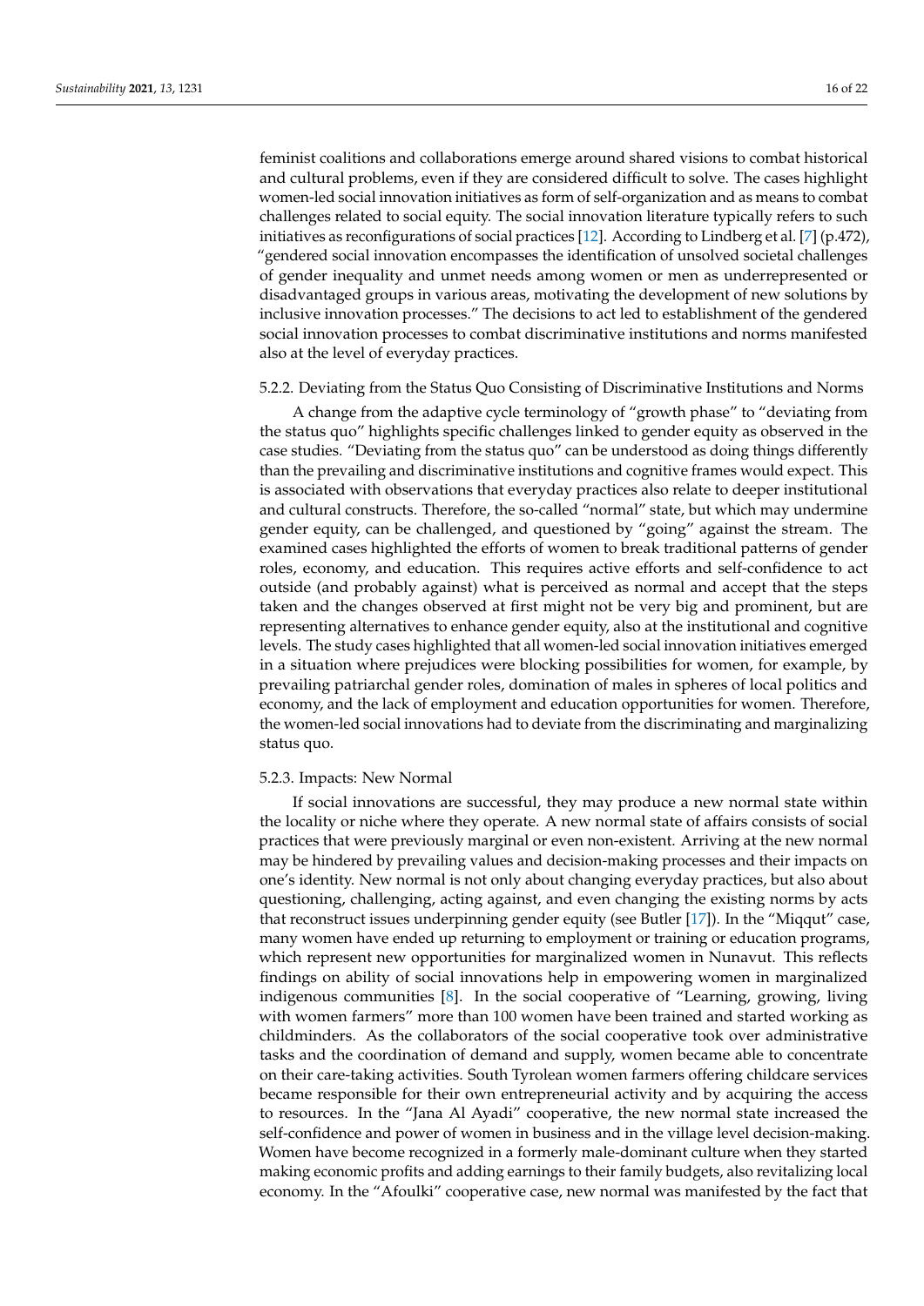feminist coalitions and collaborations emerge around shared visions to combat historical and cultural problems, even if they are considered difficult to solve. The cases highlight women-led social innovation initiatives as form of self-organization and as means to combat challenges related to social equity. The social innovation literature typically refers to such initiatives as reconfigurations of social practices [12]. According to Lindberg et al. [7] (p.472), "gendered social innovation encompasses the identification of unsolved societal challenges of gender inequality and unmet needs among women or men as underrepresented or disadvantaged groups in various areas, motivating the development of new solutions by inclusive innovation processes." The decisions to act led to establishment of the gendered social innovation processes to combat discriminative institutions and norms manifested also at the level of everyday practices.

#### 5.2.2. Deviating from the Status Quo Consisting of Discriminative Institutions and Norms

A change from the adaptive cycle terminology of "growth phase" to "deviating from the status quo" highlights specific challenges linked to gender equity as observed in the case studies. "Deviating from the status quo" can be understood as doing things differently than the prevailing and discriminative institutions and cognitive frames would expect. This is associated with observations that everyday practices also relate to deeper institutional and cultural constructs. Therefore, the so-called "normal" state, but which may undermine gender equity, can be challenged, and questioned by "going" against the stream. The examined cases highlighted the efforts of women to break traditional patterns of gender roles, economy, and education. This requires active efforts and self-confidence to act outside (and probably against) what is perceived as normal and accept that the steps taken and the changes observed at first might not be very big and prominent, but are representing alternatives to enhance gender equity, also at the institutional and cognitive levels. The study cases highlighted that all women-led social innovation initiatives emerged in a situation where prejudices were blocking possibilities for women, for example, by prevailing patriarchal gender roles, domination of males in spheres of local politics and economy, and the lack of employment and education opportunities for women. Therefore, the women-led social innovations had to deviate from the discriminating and marginalizing status quo.

#### 5.2.3. Impacts: New Normal

If social innovations are successful, they may produce a new normal state within the locality or niche where they operate. A new normal state of affairs consists of social practices that were previously marginal or even non-existent. Arriving at the new normal may be hindered by prevailing values and decision-making processes and their impacts on one's identity. New normal is not only about changing everyday practices, but also about questioning, challenging, acting against, and even changing the existing norms by acts that reconstruct issues underpinning gender equity (see Butler [17]). In the "Miqqut" case, many women have ended up returning to employment or training or education programs, which represent new opportunities for marginalized women in Nunavut. This reflects findings on ability of social innovations help in empowering women in marginalized indigenous communities [8]. In the social cooperative of "Learning, growing, living with women farmers" more than 100 women have been trained and started working as childminders. As the collaborators of the social cooperative took over administrative tasks and the coordination of demand and supply, women became able to concentrate on their care-taking activities. South Tyrolean women farmers offering childcare services became responsible for their own entrepreneurial activity and by acquiring the access to resources. In the "Jana Al Ayadi" cooperative, the new normal state increased the self-confidence and power of women in business and in the village level decision-making. Women have become recognized in a formerly male-dominant culture when they started making economic profits and adding earnings to their family budgets, also revitalizing local economy. In the "Afoulki" cooperative case, new normal was manifested by the fact that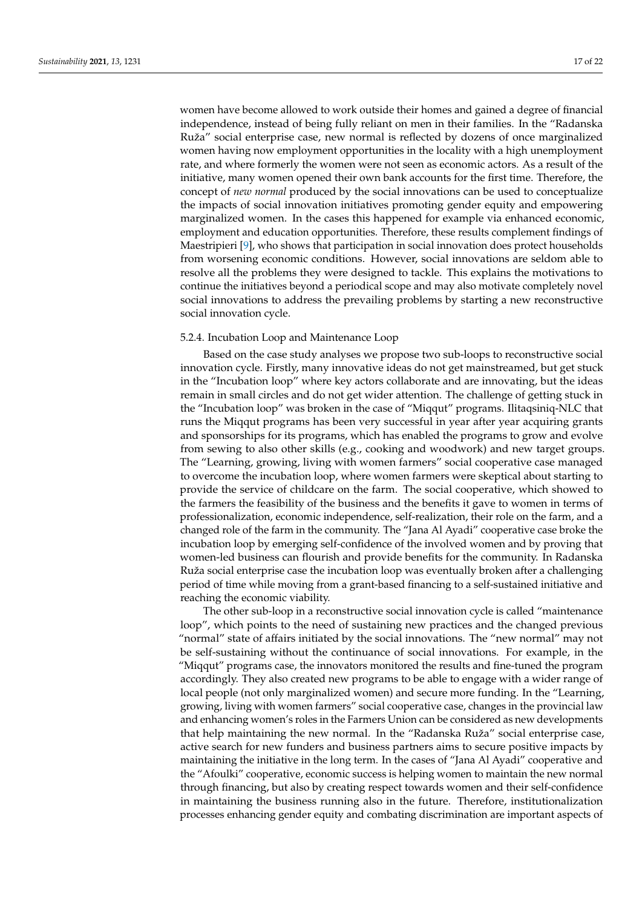women have become allowed to work outside their homes and gained a degree of financial independence, instead of being fully reliant on men in their families. In the "Radanska Ruža" social enterprise case, new normal is reflected by dozens of once marginalized women having now employment opportunities in the locality with a high unemployment rate, and where formerly the women were not seen as economic actors. As a result of the initiative, many women opened their own bank accounts for the first time. Therefore, the concept of *new normal* produced by the social innovations can be used to conceptualize the impacts of social innovation initiatives promoting gender equity and empowering marginalized women. In the cases this happened for example via enhanced economic, employment and education opportunities. Therefore, these results complement findings of Maestripieri [9], who shows that participation in social innovation does protect households from worsening economic conditions. However, social innovations are seldom able to resolve all the problems they were designed to tackle. This explains the motivations to continue the initiatives beyond a periodical scope and may also motivate completely novel social innovations to address the prevailing problems by starting a new reconstructive social innovation cycle.

#### 5.2.4. Incubation Loop and Maintenance Loop

Based on the case study analyses we propose two sub-loops to reconstructive social innovation cycle. Firstly, many innovative ideas do not get mainstreamed, but get stuck in the "Incubation loop" where key actors collaborate and are innovating, but the ideas remain in small circles and do not get wider attention. The challenge of getting stuck in the "Incubation loop" was broken in the case of "Miqqut" programs. Ilitaqsiniq-NLC that runs the Miqqut programs has been very successful in year after year acquiring grants and sponsorships for its programs, which has enabled the programs to grow and evolve from sewing to also other skills (e.g., cooking and woodwork) and new target groups. The "Learning, growing, living with women farmers" social cooperative case managed to overcome the incubation loop, where women farmers were skeptical about starting to provide the service of childcare on the farm. The social cooperative, which showed to the farmers the feasibility of the business and the benefits it gave to women in terms of professionalization, economic independence, self-realization, their role on the farm, and a changed role of the farm in the community. The "Jana Al Ayadi" cooperative case broke the incubation loop by emerging self-confidence of the involved women and by proving that women-led business can flourish and provide benefits for the community. In Radanska Ruža social enterprise case the incubation loop was eventually broken after a challenging period of time while moving from a grant-based financing to a self-sustained initiative and reaching the economic viability.

The other sub-loop in a reconstructive social innovation cycle is called "maintenance loop", which points to the need of sustaining new practices and the changed previous "normal" state of affairs initiated by the social innovations. The "new normal" may not be self-sustaining without the continuance of social innovations. For example, in the "Miqqut" programs case, the innovators monitored the results and fine-tuned the program accordingly. They also created new programs to be able to engage with a wider range of local people (not only marginalized women) and secure more funding. In the "Learning, growing, living with women farmers" social cooperative case, changes in the provincial law and enhancing women's roles in the Farmers Union can be considered as new developments that help maintaining the new normal. In the "Radanska Ruža" social enterprise case, active search for new funders and business partners aims to secure positive impacts by maintaining the initiative in the long term. In the cases of "Jana Al Ayadi" cooperative and the "Afoulki" cooperative, economic success is helping women to maintain the new normal through financing, but also by creating respect towards women and their self-confidence in maintaining the business running also in the future. Therefore, institutionalization processes enhancing gender equity and combating discrimination are important aspects of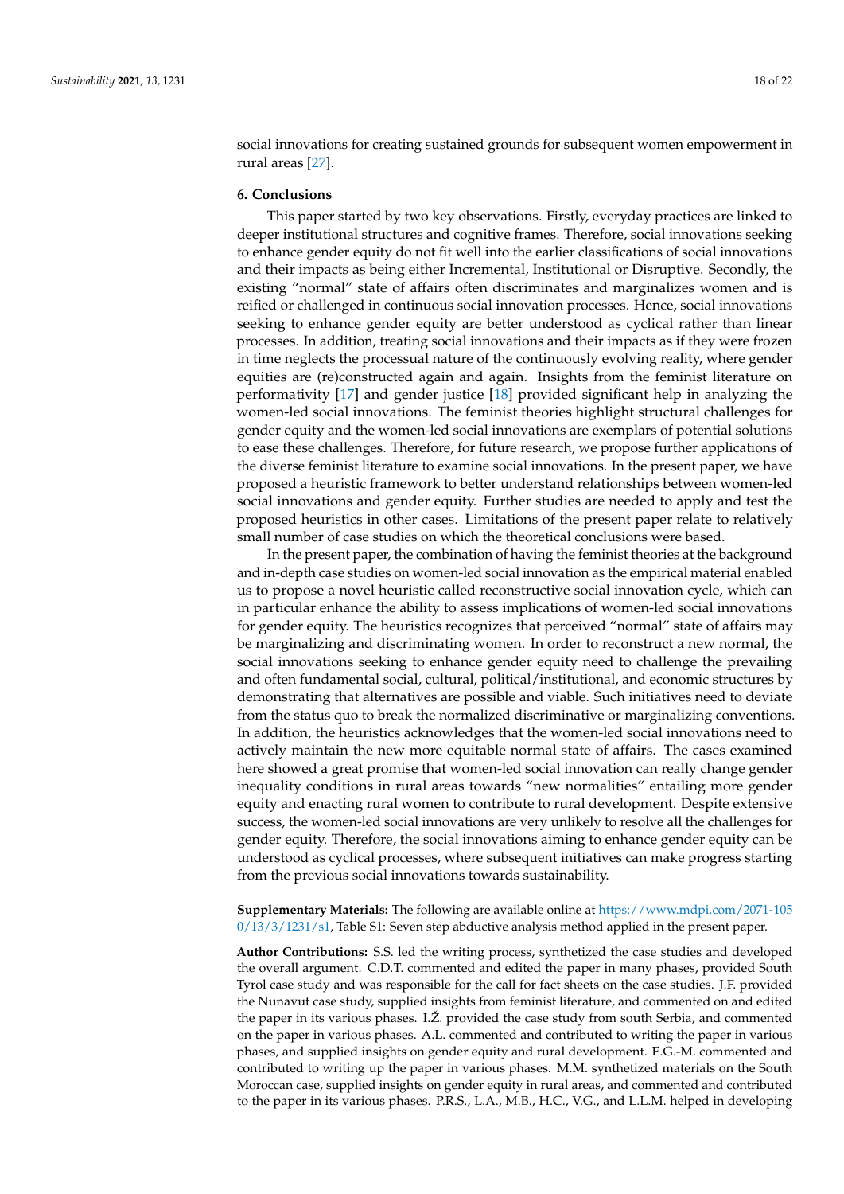social innovations for creating sustained grounds for subsequent women empowerment in rural areas [27].

## 6. Conclusions

This paper started by two key observations. Firstly, everyday practices are linked to deeper institutional structures and cognitive frames. Therefore, social innovations seeking to enhance gender equity do not fit well into the earlier classifications of social innovations and their impacts as being either Incremental, Institutional or Disruptive. Secondly, the existing "normal" state of affairs often discriminates and marginalizes women and is reified or challenged in continuous social innovation processes. Hence, social innovations seeking to enhance gender equity are better understood as cyclical rather than linear processes. In addition, treating social innovations and their impacts as if they were frozen in time neglects the processual nature of the continuously evolving reality, where gender equities are (re)constructed again and again. Insights from the feminist literature on performativity [17] and gender justice [18] provided significant help in analyzing the women-led social innovations. The feminist theories highlight structural challenges for gender equity and the women-led social innovations are exemplars of potential solutions to ease these challenges. Therefore, for future research, we propose further applications of the diverse feminist literature to examine social innovations. In the present paper, we have proposed a heuristic framework to better understand relationships between women-led social innovations and gender equity. Further studies are needed to apply and test the proposed heuristics in other cases. Limitations of the present paper relate to relatively small number of case studies on which the theoretical conclusions were based.

In the present paper, the combination of having the feminist theories at the background and in-depth case studies on women-led social innovation as the empirical material enabled us to propose a novel heuristic called reconstructive social innovation cycle, which can in particular enhance the ability to assess implications of women-led social innovations for gender equity. The heuristics recognizes that perceived "normal" state of affairs may be marginalizing and discriminating women. In order to reconstruct a new normal, the social innovations seeking to enhance gender equity need to challenge the prevailing and often fundamental social, cultural, political/institutional, and economic structures by demonstrating that alternatives are possible and viable. Such initiatives need to deviate from the status quo to break the normalized discriminative or marginalizing conventions. In addition, the heuristics acknowledges that the women-led social innovations need to actively maintain the new more equitable normal state of affairs. The cases examined here showed a great promise that women-led social innovation can really change gender inequality conditions in rural areas towards "new normalities" entailing more gender equity and enacting rural women to contribute to rural development. Despite extensive success, the women-led social innovations are very unlikely to resolve all the challenges for gender equity. Therefore, the social innovations aiming to enhance gender equity can be understood as cyclical processes, where subsequent initiatives can make progress starting from the previous social innovations towards sustainability.

**Supplementary Materials:** The following are available online at https://www.mdpi.com/2071-1050/13/3/1231/s1, Table S1: Seven step abductive analysis method applied in the present paper.

**Author Contributions:** S.S. led the writing process, synthetized the case studies and developed the overall argument. C.D.T. commented and edited the paper in many phases, provided South Tyrol case study and was responsible for the call for fact sheets on the case studies. J.F. provided the Nunavut case study, supplied insights from feminist literature, and commented on and edited the paper in its various phases. I.Ž. provided the case study from south Serbia, and commented on the paper in various phases. A.L. commented and contributed to writing the paper in various phases, and supplied insights on gender equity and rural development. E.G.-M. commented and contributed to writing up the paper in various phases. M.M. synthetized materials on the South Moroccan case, supplied insights on gender equity in rural areas, and commented and contributed to the paper in its various phases. P.R.S., L.A., M.B., H.C., V.G., and L.L.M. helped in developing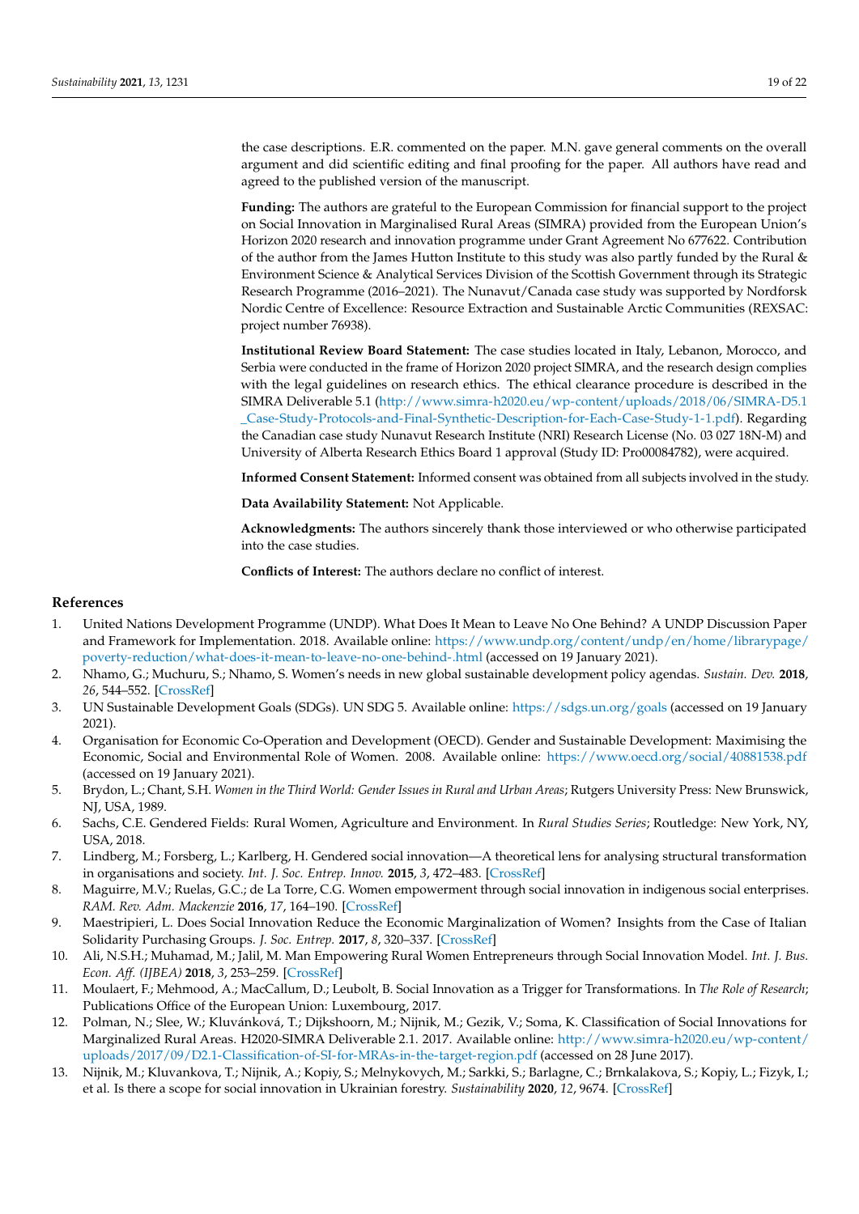the case descriptions. E.R. commented on the paper. M.N. gave general comments on the overall argument and did scientific editing and final proofing for the paper. All authors have read and agreed to the published version of the manuscript.

**Funding:** The authors are grateful to the European Commission for financial support to the project on Social Innovation in Marginalised Rural Areas (SIMRA) provided from the European Union's Horizon 2020 research and innovation programme under Grant Agreement No 677622. Contribution of the author from the James Hutton Institute to this study was also partly funded by the Rural & Environment Science & Analytical Services Division of the Scottish Government through its Strategic Research Programme (2016–2021). The Nunavut/Canada case study was supported by Nordforsk Nordic Centre of Excellence: Resource Extraction and Sustainable Arctic Communities (REXSAC: project number 76938).

**Institutional Review Board Statement:** The case studies located in Italy, Lebanon, Morocco, and Serbia were conducted in the frame of Horizon 2020 project SIMRA, and the research design complies with the legal guidelines on research ethics. The ethical clearance procedure is described in the SIMRA Deliverable 5.1 (http://www.simra-h2020.eu/wp-content/uploads/2018/06/SIMRA-D5.1_Case-Study-Protocols-and-Final-Synthetic-Description-for-Each-Case-Study-1-1.pdf). Regarding the Canadian case study Nunavut Research Institute (NRI) Research License (No. 03 027 18N-M) and University of Alberta Research Ethics Board 1 approval (Study ID: Pro00084782), were acquired.

**Informed Consent Statement:** Informed consent was obtained from all subjects involved in the study.

**Data Availability Statement:** Not Applicable.

**Acknowledgments:** The authors sincerely thank those interviewed or who otherwise participated into the case studies.

**Conflicts of Interest:** The authors declare no conflict of interest.

## References

1. United Nations Development Programme (UNDP). What Does It Mean to Leave No One Behind? A UNDP Discussion Paper and Framework for Implementation. 2018. Available online: https://www.undp.org/content/undp/en/home/librarypage/poverty-reduction/what-does-it-mean-to-leave-no-one-behind-.html (accessed on 19 January 2021).
2. Nhamo, G.; Muchuru, S.; Nhamo, S. Women's needs in new global sustainable development policy agendas. *Sustain. Dev.* **2018**, *26*, 544–552. [CrossRef]
3. UN Sustainable Development Goals (SDGs). UN SDG 5. Available online: https://sdgs.un.org/goals (accessed on 19 January 2021).
4. Organisation for Economic Co-Operation and Development (OECD). Gender and Sustainable Development: Maximising the Economic, Social and Environmental Role of Women. 2008. Available online: https://www.oecd.org/social/40881538.pdf (accessed on 19 January 2021).
5. Brydon, L.; Chant, S.H. *Women in the Third World: Gender Issues in Rural and Urban Areas*; Rutgers University Press: New Brunswick, NJ, USA, 1989.
6. Sachs, C.E. Gendered Fields: Rural Women, Agriculture and Environment. In *Rural Studies Series*; Routledge: New York, NY, USA, 2018.
7. Lindberg, M.; Forsberg, L.; Karlberg, H. Gendered social innovation—A theoretical lens for analysing structural transformation in organisations and society. *Int. J. Soc. Entrep. Innov.* **2015**, *3*, 472–483. [CrossRef]
8. Maguirre, M.V.; Ruelas, G.C.; de La Torre, C.G. Women empowerment through social innovation in indigenous social enterprises. *RAM. Rev. Adm. Mackenzie* **2016**, *17*, 164–190. [CrossRef]
9. Maestripieri, L. Does Social Innovation Reduce the Economic Marginalization of Women? Insights from the Case of Italian Solidarity Purchasing Groups. *J. Soc. Entrep.* **2017**, *8*, 320–337. [CrossRef]
10. Ali, N.S.H.; Muhamad, M.; Jalil, M. Man Empowering Rural Women Entrepreneurs through Social Innovation Model. *Int. J. Bus. Econ. Aff. (IJBEA)* **2018**, *3*, 253–259. [CrossRef]
11. Moulaert, F.; Mehmood, A.; MacCallum, D.; Leubolt, B. Social Innovation as a Trigger for Transformations. In *The Role of Research*; Publications Office of the European Union: Luxembourg, 2017.
12. Polman, N.; Slee, W.; Kluvánková, T.; Dijkshoorn, M.; Nijnik, M.; Gezik, V.; Soma, K. Classification of Social Innovations for Marginalized Rural Areas. H2020-SIMRA Deliverable 2.1. 2017. Available online: http://www.simra-h2020.eu/wp-content/uploads/2017/09/D2.1-Classification-of-SI-for-MRAs-in-the-target-region.pdf (accessed on 28 June 2017).
13. Nijnik, M.; Kluvankova, T.; Nijnik, A.; Kopiy, S.; Melnykovych, M.; Sarkki, S.; Barlagne, C.; Brnkalakova, S.; Kopiy, L.; Fizyk, I.; et al. Is there a scope for social innovation in Ukrainian forestry. *Sustainability* **2020**, *12*, 9674. [CrossRef]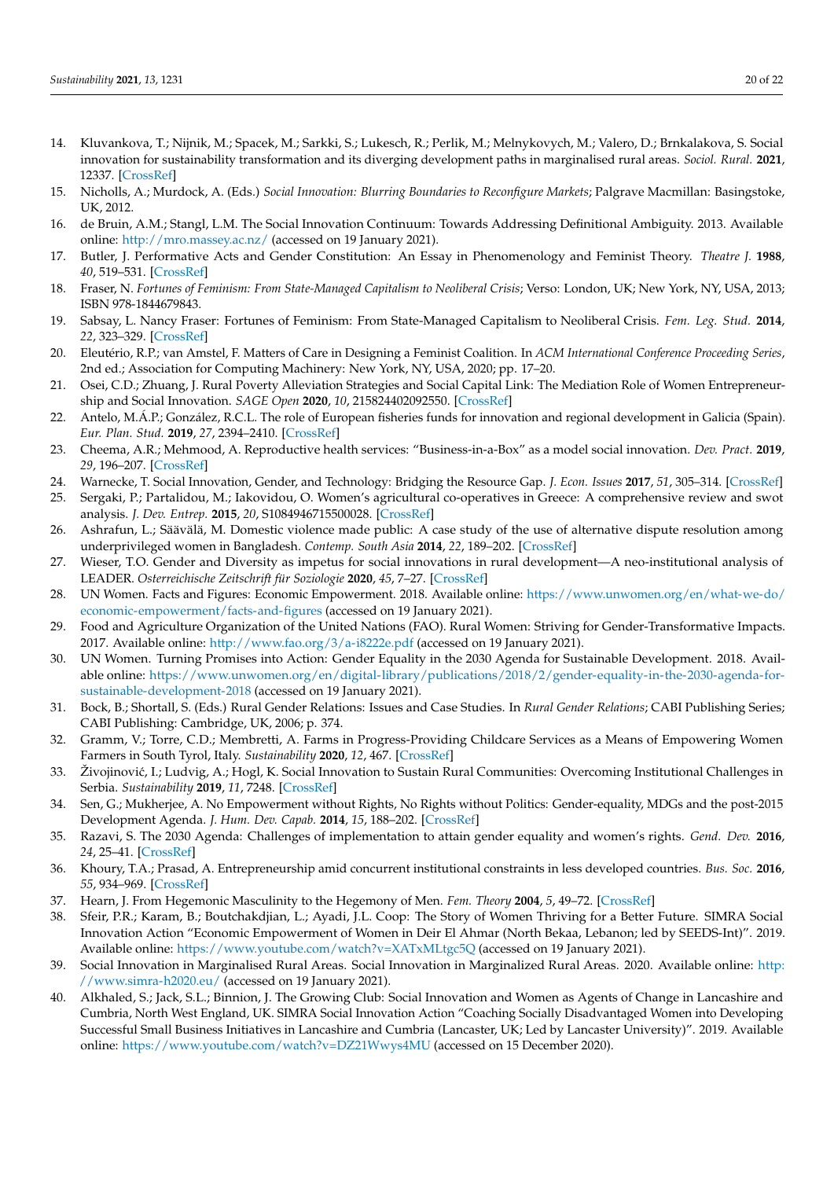14. Kluvankova, T.; Nijnik, M.; Spacek, M.; Sarkki, S.; Lukesch, R.; Perlik, M.; Melnykovych, M.; Valero, D.; Brnkalakova, S. Social innovation for sustainability transformation and its diverging development paths in marginalised rural areas. *Sociol. Rural.* **2021**, 12337. [CrossRef]
15. Nicholls, A.; Murdock, A. (Eds.) *Social Innovation: Blurring Boundaries to Reconfigure Markets*; Palgrave Macmillan: Basingstoke, UK, 2012.
16. de Bruin, A.M.; Stangl, L.M. The Social Innovation Continuum: Towards Addressing Definitional Ambiguity. 2013. Available online: http://mro.massey.ac.nz/ (accessed on 19 January 2021).
17. Butler, J. Performative Acts and Gender Constitution: An Essay in Phenomenology and Feminist Theory. *Theatre J.* **1988**, *40*, 519–531. [CrossRef]
18. Fraser, N. *Fortunes of Feminism: From State-Managed Capitalism to Neoliberal Crisis*; Verso: London, UK; New York, NY, USA, 2013; ISBN 978-1844679843.
19. Sabsay, L. Nancy Fraser: Fortunes of Feminism: From State-Managed Capitalism to Neoliberal Crisis. *Fem. Leg. Stud.* **2014**, *22*, 323–329. [CrossRef]
20. Eleutério, R.P.; van Amstel, F. Matters of Care in Designing a Feminist Coalition. In *ACM International Conference Proceeding Series*, 2nd ed.; Association for Computing Machinery: New York, NY, USA, 2020; pp. 17–20.
21. Osei, C.D.; Zhuang, J. Rural Poverty Alleviation Strategies and Social Capital Link: The Mediation Role of Women Entrepreneurship and Social Innovation. *SAGE Open* **2020**, *10*, 215824402092550. [CrossRef]
22. Antelo, M.Á.P.; González, R.C.L. The role of European fisheries funds for innovation and regional development in Galicia (Spain). *Eur. Plan. Stud.* **2019**, *27*, 2394–2410. [CrossRef]
23. Cheema, A.R.; Mehmood, A. Reproductive health services: "Business-in-a-Box" as a model social innovation. *Dev. Pract.* **2019**, *29*, 196–207. [CrossRef]
24. Warnecke, T. Social Innovation, Gender, and Technology: Bridging the Resource Gap. *J. Econ. Issues* **2017**, *51*, 305–314. [CrossRef]
25. Sergaki, P.; Partalidou, M.; Iakovidou, O. Women's agricultural co-operatives in Greece: A comprehensive review and swot analysis. *J. Dev. Entrep.* **2015**, *20*, S1084946715500028. [CrossRef]
26. Ashrafun, L.; Säävälä, M. Domestic violence made public: A case study of the use of alternative dispute resolution among underprivileged women in Bangladesh. *Contemp. South Asia* **2014**, *22*, 189–202. [CrossRef]
27. Wieser, T.O. Gender and Diversity as impetus for social innovations in rural development—A neo-institutional analysis of LEADER. *Osterreichische Zeitschrift für Soziologie* **2020**, *45*, 7–27. [CrossRef]
28. UN Women. Facts and Figures: Economic Empowerment. 2018. Available online: https://www.unwomen.org/en/what-we-do/economic-empowerment/facts-and-figures (accessed on 19 January 2021).
29. Food and Agriculture Organization of the United Nations (FAO). Rural Women: Striving for Gender-Transformative Impacts. 2017. Available online: http://www.fao.org/3/a-i8222e.pdf (accessed on 19 January 2021).
30. UN Women. Turning Promises into Action: Gender Equality in the 2030 Agenda for Sustainable Development. 2018. Available online: https://www.unwomen.org/en/digital-library/publications/2018/2/gender-equality-in-the-2030-agenda-for-sustainable-development-2018 (accessed on 19 January 2021).
31. Bock, B.; Shortall, S. (Eds.) Rural Gender Relations: Issues and Case Studies. In *Rural Gender Relations*; CABI Publishing Series; CABI Publishing: Cambridge, UK, 2006; p. 374.
32. Gramm, V.; Torre, C.D.; Membretti, A. Farms in Progress-Providing Childcare Services as a Means of Empowering Women Farmers in South Tyrol, Italy. *Sustainability* **2020**, *12*, 467. [CrossRef]
33. Živojinović, I.; Ludvig, A.; Hogl, K. Social Innovation to Sustain Rural Communities: Overcoming Institutional Challenges in Serbia. *Sustainability* **2019**, *11*, 7248. [CrossRef]
34. Sen, G.; Mukherjee, A. No Empowerment without Rights, No Rights without Politics: Gender-equality, MDGs and the post-2015 Development Agenda. *J. Hum. Dev. Capab.* **2014**, *15*, 188–202. [CrossRef]
35. Razavi, S. The 2030 Agenda: Challenges of implementation to attain gender equality and women's rights. *Gend. Dev.* **2016**, *24*, 25–41. [CrossRef]
36. Khoury, T.A.; Prasad, A. Entrepreneurship amid concurrent institutional constraints in less developed countries. *Bus. Soc.* **2016**, *55*, 934–969. [CrossRef]
37. Hearn, J. From Hegemonic Masculinity to the Hegemony of Men. *Fem. Theory* **2004**, *5*, 49–72. [CrossRef]
38. Sfeir, P.R.; Karam, B.; Boutchakdjian, L.; Ayadi, J.L. Coop: The Story of Women Thriving for a Better Future. SIMRA Social Innovation Action "Economic Empowerment of Women in Deir El Ahmar (North Bekaa, Lebanon; led by SEEDS-Int)". 2019. Available online: https://www.youtube.com/watch?v=XATxMLtgc5Q (accessed on 19 January 2021).
39. Social Innovation in Marginalised Rural Areas. Social Innovation in Marginalized Rural Areas. 2020. Available online: http://www.simra-h2020.eu/ (accessed on 19 January 2021).
40. Alkhaled, S.; Jack, S.L.; Binnion, J. The Growing Club: Social Innovation and Women as Agents of Change in Lancashire and Cumbria, North West England, UK. SIMRA Social Innovation Action "Coaching Socially Disadvantaged Women into Developing Successful Small Business Initiatives in Lancashire and Cumbria (Lancaster, UK; Led by Lancaster University)". 2019. Available online: https://www.youtube.com/watch?v=DZ21Wwys4MU (accessed on 15 December 2020).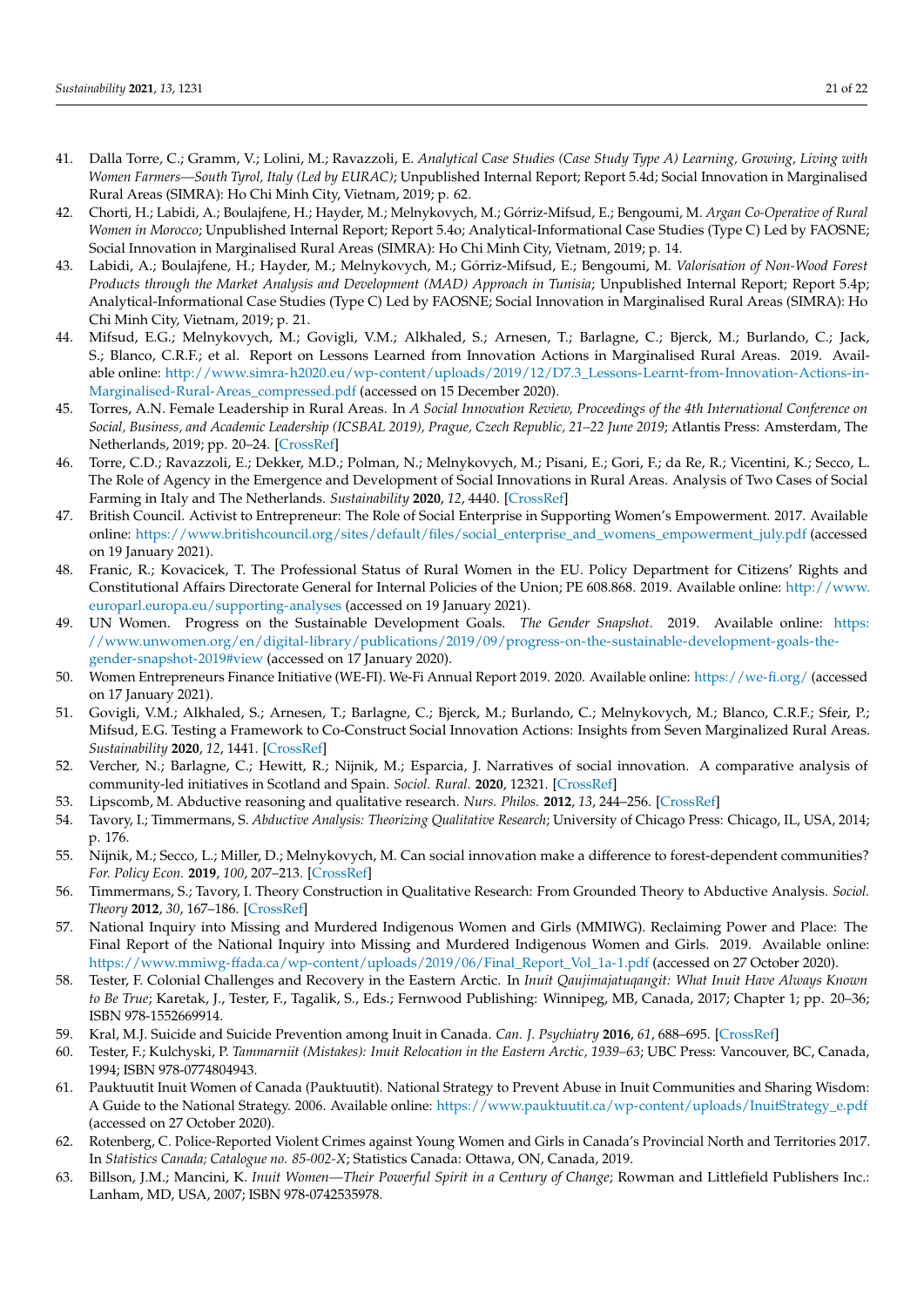41. Dalla Torre, C.; Gramm, V.; Lolini, M.; Ravazzoli, E. *Analytical Case Studies (Case Study Type A) Learning, Growing, Living with Women Farmers—South Tyrol, Italy (Led by EURAC)*; Unpublished Internal Report; Report 5.4d; Social Innovation in Marginalised Rural Areas (SIMRA): Ho Chi Minh City, Vietnam, 2019; p. 62.
42. Chorti, H.; Labidi, A.; Boulajfene, H.; Hayder, M.; Melnykovych, M.; Górriz-Mifsud, E.; Bengoumi, M. *Argan Co-Operative of Rural Women in Morocco*; Unpublished Internal Report; Report 5.4o; Analytical-Informational Case Studies (Type C) Led by FAOSNE; Social Innovation in Marginalised Rural Areas (SIMRA): Ho Chi Minh City, Vietnam, 2019; p. 14.
43. Labidi, A.; Boulajfene, H.; Hayder, M.; Melnykovych, M.; Górriz-Mifsud, E.; Bengoumi, M. *Valorisation of Non-Wood Forest Products through the Market Analysis and Development (MAD) Approach in Tunisia*; Unpublished Internal Report; Report 5.4p; Analytical-Informational Case Studies (Type C) Led by FAOSNE; Social Innovation in Marginalised Rural Areas (SIMRA): Ho Chi Minh City, Vietnam, 2019; p. 21.
44. Mifsud, E.G.; Melnykovych, M.; Govigli, V.M.; Alkhaled, S.; Arnesen, T.; Barlagne, C.; Bjerck, M.; Burlando, C.; Jack, S.; Blanco, C.R.F.; et al. Report on Lessons Learned from Innovation Actions in Marginalised Rural Areas. 2019. Available online: http://www.simra-h2020.eu/wp-content/uploads/2019/12/D7.3_Lessons-Learnt-from-Innovation-Actions-in-Marginalised-Rural-Areas_compressed.pdf (accessed on 15 December 2020).
45. Torres, A.N. Female Leadership in Rural Areas. In *A Social Innovation Review, Proceedings of the 4th International Conference on Social, Business, and Academic Leadership (ICSBAL 2019), Prague, Czech Republic, 21–22 June 2019*; Atlantis Press: Amsterdam, The Netherlands, 2019; pp. 20–24. [CrossRef]
46. Torre, C.D.; Ravazzoli, E.; Dekker, M.D.; Polman, N.; Melnykovych, M.; Pisani, E.; Gori, F.; da Re, R.; Vicentini, K.; Secco, L. The Role of Agency in the Emergence and Development of Social Innovations in Rural Areas. Analysis of Two Cases of Social Farming in Italy and The Netherlands. *Sustainability* **2020**, *12*, 4440. [CrossRef]
47. British Council. Activist to Entrepreneur: The Role of Social Enterprise in Supporting Women's Empowerment. 2017. Available online: https://www.britishcouncil.org/sites/default/files/social_enterprise_and_womens_empowerment_july.pdf (accessed on 19 January 2021).
48. Franic, R.; Kovacicek, T. The Professional Status of Rural Women in the EU. Policy Department for Citizens' Rights and Constitutional Affairs Directorate General for Internal Policies of the Union; PE 608.868. 2019. Available online: http://www.europarl.europa.eu/supporting-analyses (accessed on 19 January 2021).
49. UN Women. Progress on the Sustainable Development Goals. *The Gender Snapshot.* 2019. Available online: https://www.unwomen.org/en/digital-library/publications/2019/09/progress-on-the-sustainable-development-goals-the-gender-snapshot-2019#view (accessed on 17 January 2020).
50. Women Entrepreneurs Finance Initiative (WE-FI). We-Fi Annual Report 2019. 2020. Available online: https://we-fi.org/ (accessed on 17 January 2021).
51. Govigli, V.M.; Alkhaled, S.; Arnesen, T.; Barlagne, C.; Bjerck, M.; Burlando, C.; Melnykovych, M.; Blanco, C.R.F.; Sfeir, P.; Mifsud, E.G. Testing a Framework to Co-Construct Social Innovation Actions: Insights from Seven Marginalized Rural Areas. *Sustainability* **2020**, *12*, 1441. [CrossRef]
52. Vercher, N.; Barlagne, C.; Hewitt, R.; Nijnik, M.; Esparcia, J. Narratives of social innovation. A comparative analysis of community-led initiatives in Scotland and Spain. *Sociol. Rural.* **2020**, 12321. [CrossRef]
53. Lipscomb, M. Abductive reasoning and qualitative research. *Nurs. Philos.* **2012**, *13*, 244–256. [CrossRef]
54. Tavory, I.; Timmermans, S. *Abductive Analysis: Theorizing Qualitative Research*; University of Chicago Press: Chicago, IL, USA, 2014; p. 176.
55. Nijnik, M.; Secco, L.; Miller, D.; Melnykovych, M. Can social innovation make a difference to forest-dependent communities? *For. Policy Econ.* **2019**, *100*, 207–213. [CrossRef]
56. Timmermans, S.; Tavory, I. Theory Construction in Qualitative Research: From Grounded Theory to Abductive Analysis. *Sociol. Theory* **2012**, *30*, 167–186. [CrossRef]
57. National Inquiry into Missing and Murdered Indigenous Women and Girls (MMIWG). Reclaiming Power and Place: The Final Report of the National Inquiry into Missing and Murdered Indigenous Women and Girls. 2019. Available online: https://www.mmiwg-ffada.ca/wp-content/uploads/2019/06/Final_Report_Vol_1a-1.pdf (accessed on 27 October 2020).
58. Tester, F. Colonial Challenges and Recovery in the Eastern Arctic. In *Inuit Qaujimajatuqangit: What Inuit Have Always Known to Be True*; Karetak, J., Tester, F., Tagalik, S., Eds.; Fernwood Publishing: Winnipeg, MB, Canada, 2017; Chapter 1; pp. 20–36; ISBN 978-1552669914.
59. Kral, M.J. Suicide and Suicide Prevention among Inuit in Canada. *Can. J. Psychiatry* **2016**, *61*, 688–695. [CrossRef]
60. Tester, F.; Kulchyski, P. *Tammarniit (Mistakes): Inuit Relocation in the Eastern Arctic, 1939–63*; UBC Press: Vancouver, BC, Canada, 1994; ISBN 978-0774804943.
61. Pauktuutit Inuit Women of Canada (Pauktuutit). National Strategy to Prevent Abuse in Inuit Communities and Sharing Wisdom: A Guide to the National Strategy. 2006. Available online: https://www.pauktuutit.ca/wp-content/uploads/InuitStrategy_e.pdf (accessed on 27 October 2020).
62. Rotenberg, C. Police-Reported Violent Crimes against Young Women and Girls in Canada's Provincial North and Territories 2017. In *Statistics Canada; Catalogue no. 85-002-X*; Statistics Canada: Ottawa, ON, Canada, 2019.
63. Billson, J.M.; Mancini, K. *Inuit Women—Their Powerful Spirit in a Century of Change*; Rowman and Littlefield Publishers Inc.: Lanham, MD, USA, 2007; ISBN 978-0742535978.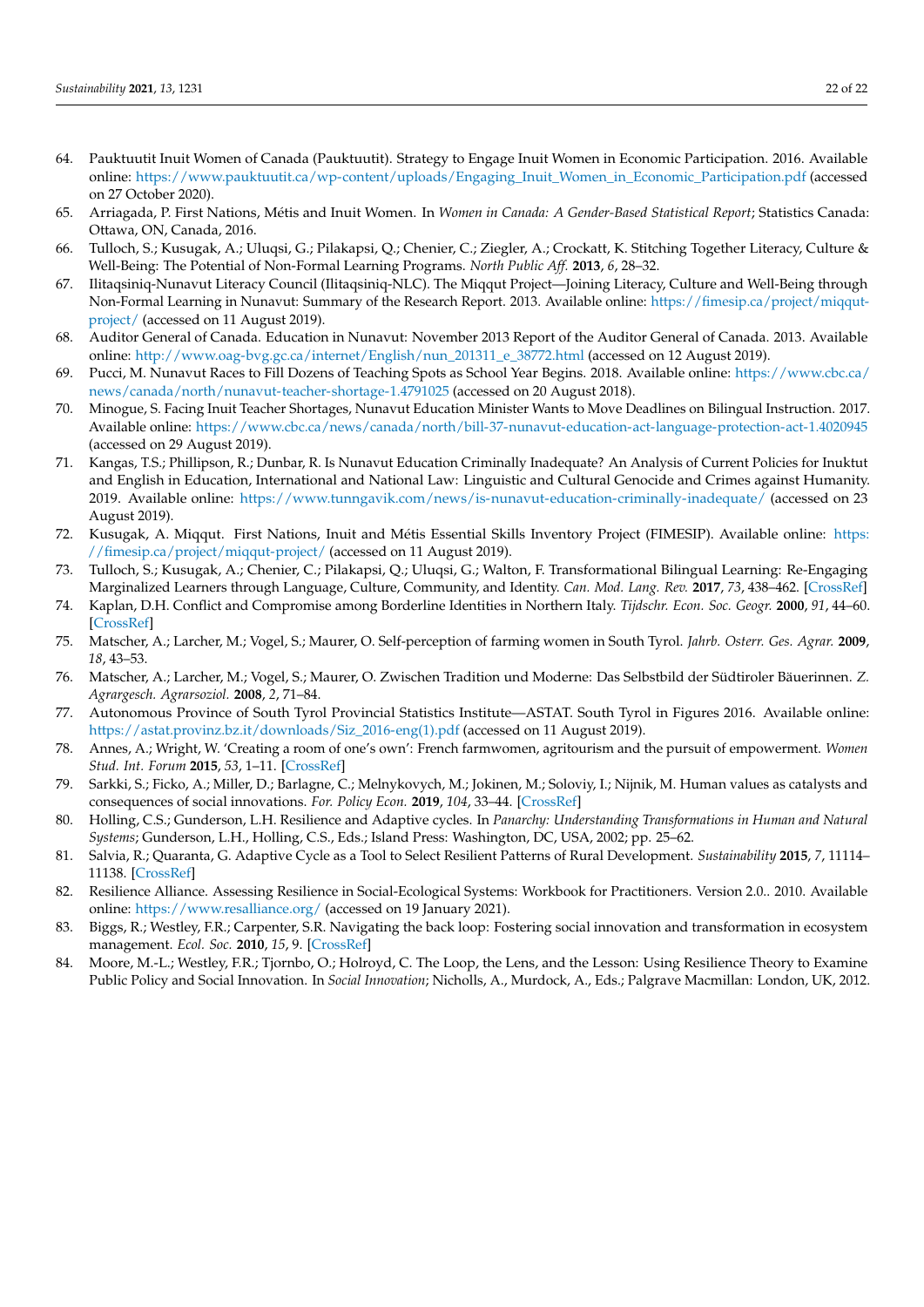64. Pauktuutit Inuit Women of Canada (Pauktuutit). Strategy to Engage Inuit Women in Economic Participation. 2016. Available online: https://www.pauktuutit.ca/wp-content/uploads/Engaging_Inuit_Women_in_Economic_Participation.pdf (accessed on 27 October 2020).
65. Arriagada, P. First Nations, Métis and Inuit Women. In *Women in Canada: A Gender-Based Statistical Report*; Statistics Canada: Ottawa, ON, Canada, 2016.
66. Tulloch, S.; Kusugak, A.; Uluqsi, G.; Pilakapsi, Q.; Chenier, C.; Ziegler, A.; Crockatt, K. Stitching Together Literacy, Culture & Well-Being: The Potential of Non-Formal Learning Programs. *North Public Aff.* **2013**, *6*, 28–32.
67. Ilitaqsiniq-Nunavut Literacy Council (Ilitaqsiniq-NLC). The Miqqut Project—Joining Literacy, Culture and Well-Being through Non-Formal Learning in Nunavut: Summary of the Research Report. 2013. Available online: https://fimesip.ca/project/miqqut-project/ (accessed on 11 August 2019).
68. Auditor General of Canada. Education in Nunavut: November 2013 Report of the Auditor General of Canada. 2013. Available online: http://www.oag-bvg.gc.ca/internet/English/nun_201311_e_38772.html (accessed on 12 August 2019).
69. Pucci, M. Nunavut Races to Fill Dozens of Teaching Spots as School Year Begins. 2018. Available online: https://www.cbc.ca/news/canada/north/nunavut-teacher-shortage-1.4791025 (accessed on 20 August 2018).
70. Minogue, S. Facing Inuit Teacher Shortages, Nunavut Education Minister Wants to Move Deadlines on Bilingual Instruction. 2017. Available online: https://www.cbc.ca/news/canada/north/bill-37-nunavut-education-act-language-protection-act-1.4020945 (accessed on 29 August 2019).
71. Kangas, T.S.; Phillipson, R.; Dunbar, R. Is Nunavut Education Criminally Inadequate? An Analysis of Current Policies for Inuktut and English in Education, International and National Law: Linguistic and Cultural Genocide and Crimes against Humanity. 2019. Available online: https://www.tunngavik.com/news/is-nunavut-education-criminally-inadequate/ (accessed on 23 August 2019).
72. Kusugak, A. Miqqut. First Nations, Inuit and Métis Essential Skills Inventory Project (FIMESIP). Available online: https://fimesip.ca/project/miqqut-project/ (accessed on 11 August 2019).
73. Tulloch, S.; Kusugak, A.; Chenier, C.; Pilakapsi, Q.; Uluqsi, G.; Walton, F. Transformational Bilingual Learning: Re-Engaging Marginalized Learners through Language, Culture, Community, and Identity. *Can. Mod. Lang. Rev.* **2017**, *73*, 438–462. [CrossRef]
74. Kaplan, D.H. Conflict and Compromise among Borderline Identities in Northern Italy. *Tijdschr. Econ. Soc. Geogr.* **2000**, *91*, 44–60. [CrossRef]
75. Matscher, A.; Larcher, M.; Vogel, S.; Maurer, O. Self-perception of farming women in South Tyrol. *Jahrb. Osterr. Ges. Agrar.* **2009**, *18*, 43–53.
76. Matscher, A.; Larcher, M.; Vogel, S.; Maurer, O. Zwischen Tradition und Moderne: Das Selbstbild der Südtiroler Bäuerinnen. *Z. Agrargesch. Agrarsoziol.* **2008**, *2*, 71–84.
77. Autonomous Province of South Tyrol Provincial Statistics Institute—ASTAT. South Tyrol in Figures 2016. Available online: https://astat.provinz.bz.it/downloads/Siz_2016-eng(1).pdf (accessed on 11 August 2019).
78. Annes, A.; Wright, W. 'Creating a room of one's own': French farmwomen, agritourism and the pursuit of empowerment. *Women Stud. Int. Forum* **2015**, *53*, 1–11. [CrossRef]
79. Sarkki, S.; Ficko, A.; Miller, D.; Barlagne, C.; Melnykovych, M.; Jokinen, M.; Soloviy, I.; Nijnik, M. Human values as catalysts and consequences of social innovations. *For. Policy Econ.* **2019**, *104*, 33–44. [CrossRef]
80. Holling, C.S.; Gunderson, L.H. Resilience and Adaptive cycles. In *Panarchy: Understanding Transformations in Human and Natural Systems*; Gunderson, L.H., Holling, C.S., Eds.; Island Press: Washington, DC, USA, 2002; pp. 25–62.
81. Salvia, R.; Quaranta, G. Adaptive Cycle as a Tool to Select Resilient Patterns of Rural Development. *Sustainability* **2015**, *7*, 11114–11138. [CrossRef]
82. Resilience Alliance. Assessing Resilience in Social-Ecological Systems: Workbook for Practitioners. Version 2.0.. 2010. Available online: https://www.resalliance.org/ (accessed on 19 January 2021).
83. Biggs, R.; Westley, F.R.; Carpenter, S.R. Navigating the back loop: Fostering social innovation and transformation in ecosystem management. *Ecol. Soc.* **2010**, *15*, 9. [CrossRef]
84. Moore, M.-L.; Westley, F.R.; Tjornbo, O.; Holroyd, C. The Loop, the Lens, and the Lesson: Using Resilience Theory to Examine Public Policy and Social Innovation. In *Social Innovation*; Nicholls, A., Murdock, A., Eds.; Palgrave Macmillan: London, UK, 2012.